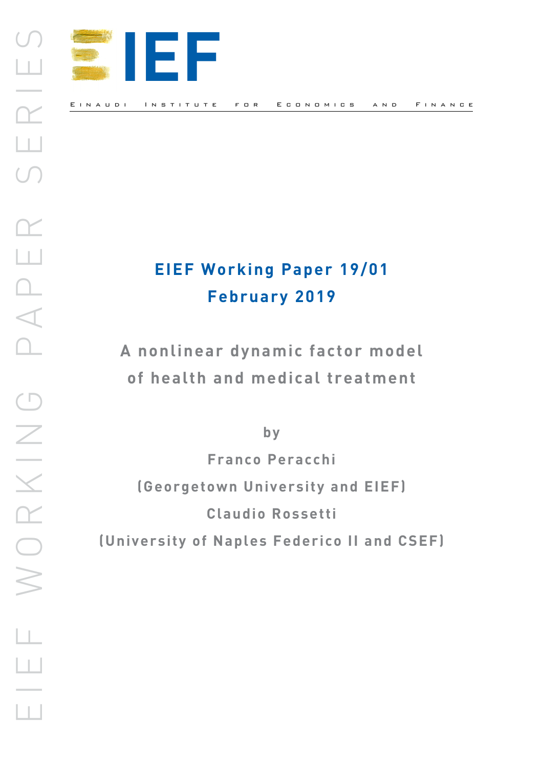EIEF

EINAUDI INSTITUTE FOR ECONOMICS AND FINANCE

**EIEF Working Paper 19/01**
**February 2019**

# A nonlinear dynamic factor model of health and medical treatment

by

**Franco Peracchi**
**(Georgetown University and EIEF)**
**Claudio Rossetti**
**(University of Naples Federico II and CSEF)**

EIEF WORKING PAPER SERIES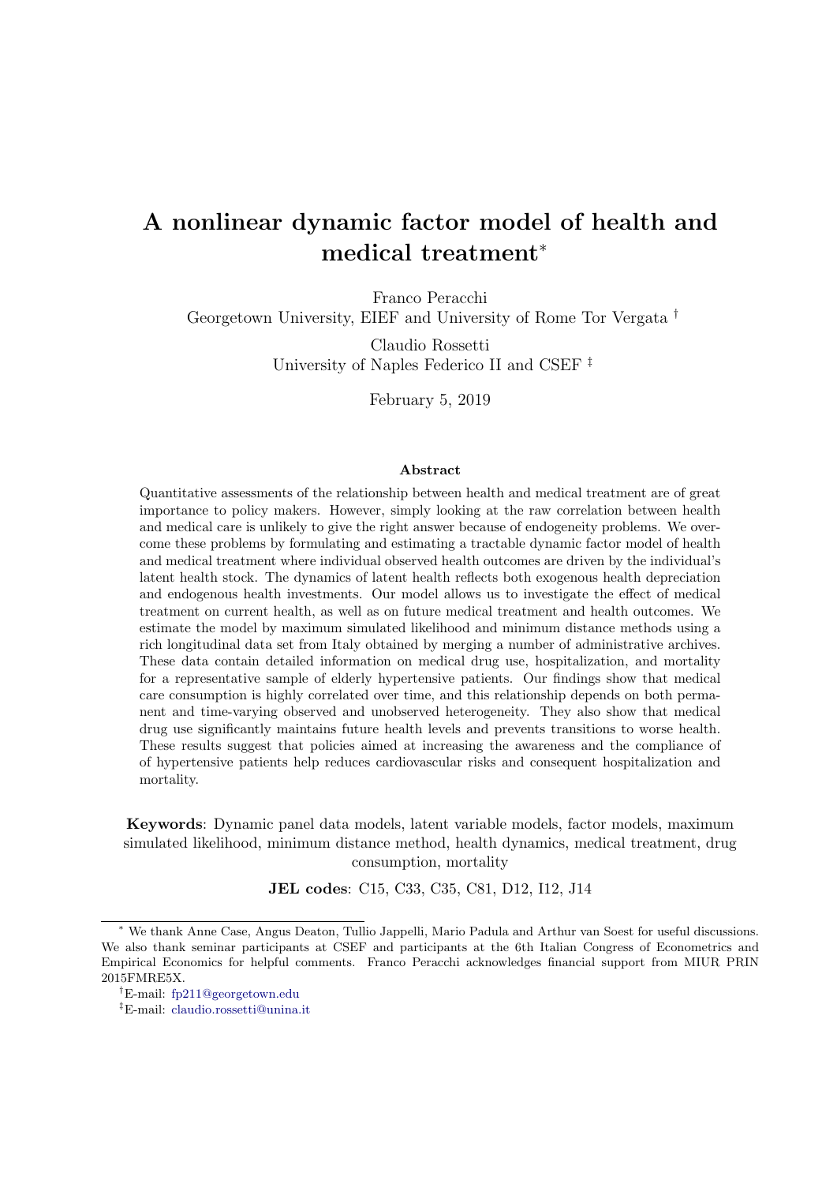# A nonlinear dynamic factor model of health and medical treatment*

Franco Peracchi
Georgetown University, EIEF and University of Rome Tor Vergata †

Claudio Rossetti
University of Naples Federico II and CSEF ‡

February 5, 2019

### Abstract

Quantitative assessments of the relationship between health and medical treatment are of great importance to policy makers. However, simply looking at the raw correlation between health and medical care is unlikely to give the right answer because of endogeneity problems. We overcome these problems by formulating and estimating a tractable dynamic factor model of health and medical treatment where individual observed health outcomes are driven by the individual's latent health stock. The dynamics of latent health reflects both exogenous health depreciation and endogenous health investments. Our model allows us to investigate the effect of medical treatment on current health, as well as on future medical treatment and health outcomes. We estimate the model by maximum simulated likelihood and minimum distance methods using a rich longitudinal data set from Italy obtained by merging a number of administrative archives. These data contain detailed information on medical drug use, hospitalization, and mortality for a representative sample of elderly hypertensive patients. Our findings show that medical care consumption is highly correlated over time, and this relationship depends on both permanent and time-varying observed and unobserved heterogeneity. They also show that medical drug use significantly maintains future health levels and prevents transitions to worse health. These results suggest that policies aimed at increasing the awareness and the compliance of of hypertensive patients help reduces cardiovascular risks and consequent hospitalization and mortality.

**Keywords**: Dynamic panel data models, latent variable models, factor models, maximum simulated likelihood, minimum distance method, health dynamics, medical treatment, drug consumption, mortality

**JEL codes**: C15, C33, C35, C81, D12, I12, J14

---

* We thank Anne Case, Angus Deaton, Tullio Jappelli, Mario Padula and Arthur van Soest for useful discussions. We also thank seminar participants at CSEF and participants at the 6th Italian Congress of Econometrics and Empirical Economics for helpful comments. Franco Peracchi acknowledges financial support from MIUR PRIN 2015FMRE5X.

†E-mail: fp211@georgetown.edu

‡E-mail: claudio.rossetti@unina.it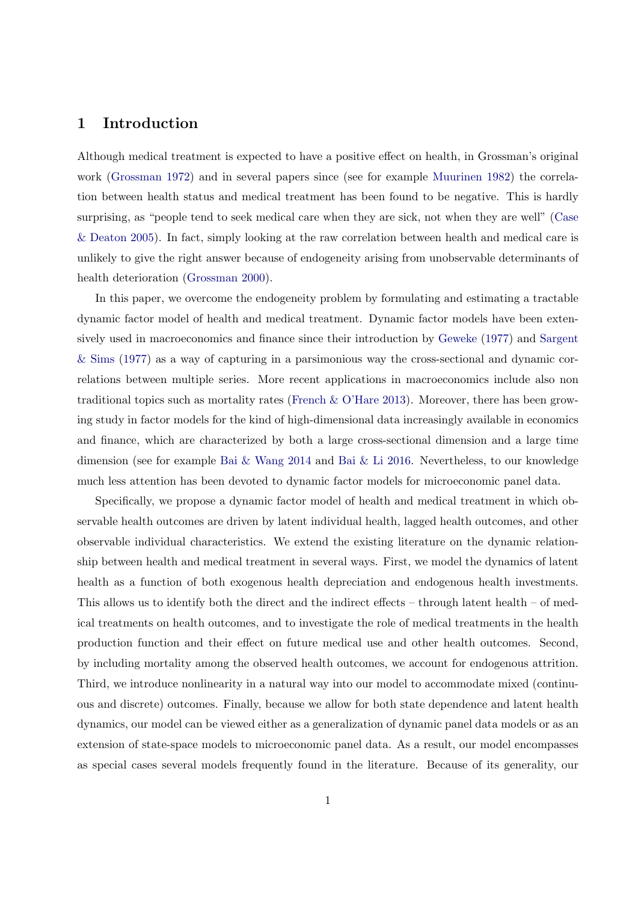# 1 Introduction

Although medical treatment is expected to have a positive effect on health, in Grossman's original work (Grossman 1972) and in several papers since (see for example Muurinen 1982) the correlation between health status and medical treatment has been found to be negative. This is hardly surprising, as "people tend to seek medical care when they are sick, not when they are well" (Case & Deaton 2005). In fact, simply looking at the raw correlation between health and medical care is unlikely to give the right answer because of endogeneity arising from unobservable determinants of health deterioration (Grossman 2000).

In this paper, we overcome the endogeneity problem by formulating and estimating a tractable dynamic factor model of health and medical treatment. Dynamic factor models have been extensively used in macroeconomics and finance since their introduction by Geweke (1977) and Sargent & Sims (1977) as a way of capturing in a parsimonious way the cross-sectional and dynamic correlations between multiple series. More recent applications in macroeconomics include also non traditional topics such as mortality rates (French & O'Hare 2013). Moreover, there has been growing study in factor models for the kind of high-dimensional data increasingly available in economics and finance, which are characterized by both a large cross-sectional dimension and a large time dimension (see for example Bai & Wang 2014 and Bai & Li 2016. Nevertheless, to our knowledge much less attention has been devoted to dynamic factor models for microeconomic panel data.

Specifically, we propose a dynamic factor model of health and medical treatment in which observable health outcomes are driven by latent individual health, lagged health outcomes, and other observable individual characteristics. We extend the existing literature on the dynamic relationship between health and medical treatment in several ways. First, we model the dynamics of latent health as a function of both exogenous health depreciation and endogenous health investments. This allows us to identify both the direct and the indirect effects – through latent health – of medical treatments on health outcomes, and to investigate the role of medical treatments in the health production function and their effect on future medical use and other health outcomes. Second, by including mortality among the observed health outcomes, we account for endogenous attrition. Third, we introduce nonlinearity in a natural way into our model to accommodate mixed (continuous and discrete) outcomes. Finally, because we allow for both state dependence and latent health dynamics, our model can be viewed either as a generalization of dynamic panel data models or as an extension of state-space models to microeconomic panel data. As a result, our model encompasses as special cases several models frequently found in the literature. Because of its generality, our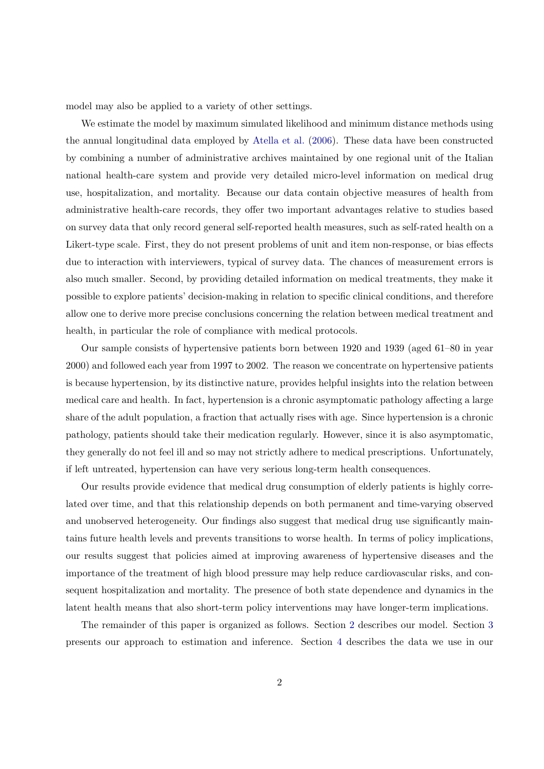model may also be applied to a variety of other settings.

We estimate the model by maximum simulated likelihood and minimum distance methods using the annual longitudinal data employed by Atella et al. (2006). These data have been constructed by combining a number of administrative archives maintained by one regional unit of the Italian national health-care system and provide very detailed micro-level information on medical drug use, hospitalization, and mortality. Because our data contain objective measures of health from administrative health-care records, they offer two important advantages relative to studies based on survey data that only record general self-reported health measures, such as self-rated health on a Likert-type scale. First, they do not present problems of unit and item non-response, or bias effects due to interaction with interviewers, typical of survey data. The chances of measurement errors is also much smaller. Second, by providing detailed information on medical treatments, they make it possible to explore patients' decision-making in relation to specific clinical conditions, and therefore allow one to derive more precise conclusions concerning the relation between medical treatment and health, in particular the role of compliance with medical protocols.

Our sample consists of hypertensive patients born between 1920 and 1939 (aged 61–80 in year 2000) and followed each year from 1997 to 2002. The reason we concentrate on hypertensive patients is because hypertension, by its distinctive nature, provides helpful insights into the relation between medical care and health. In fact, hypertension is a chronic asymptomatic pathology affecting a large share of the adult population, a fraction that actually rises with age. Since hypertension is a chronic pathology, patients should take their medication regularly. However, since it is also asymptomatic, they generally do not feel ill and so may not strictly adhere to medical prescriptions. Unfortunately, if left untreated, hypertension can have very serious long-term health consequences.

Our results provide evidence that medical drug consumption of elderly patients is highly correlated over time, and that this relationship depends on both permanent and time-varying observed and unobserved heterogeneity. Our findings also suggest that medical drug use significantly maintains future health levels and prevents transitions to worse health. In terms of policy implications, our results suggest that policies aimed at improving awareness of hypertensive diseases and the importance of the treatment of high blood pressure may help reduce cardiovascular risks, and consequent hospitalization and mortality. The presence of both state dependence and dynamics in the latent health means that also short-term policy interventions may have longer-term implications.

The remainder of this paper is organized as follows. Section 2 describes our model. Section 3 presents our approach to estimation and inference. Section 4 describes the data we use in our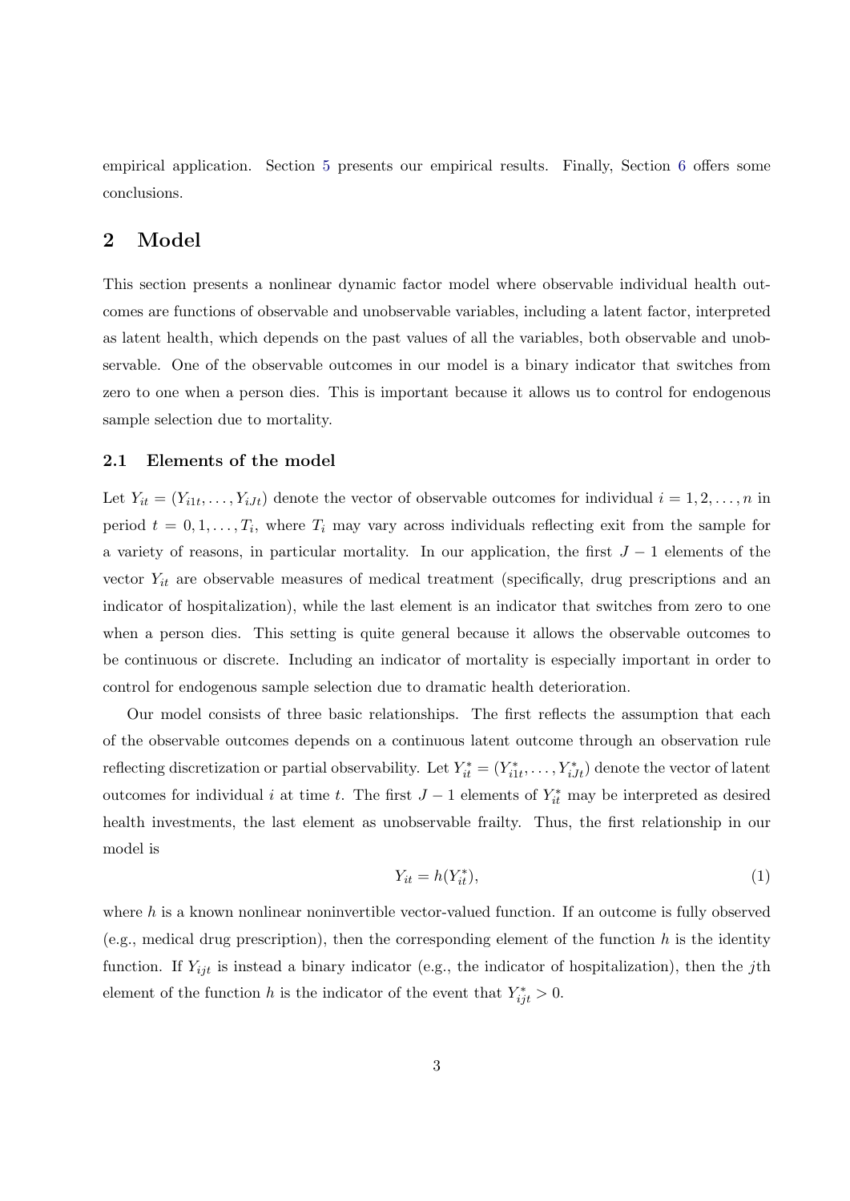empirical application. Section 5 presents our empirical results. Finally, Section 6 offers some conclusions.

## 2 Model

This section presents a nonlinear dynamic factor model where observable individual health outcomes are functions of observable and unobservable variables, including a latent factor, interpreted as latent health, which depends on the past values of all the variables, both observable and unobservable. One of the observable outcomes in our model is a binary indicator that switches from zero to one when a person dies. This is important because it allows us to control for endogenous sample selection due to mortality.

### 2.1 Elements of the model

Let $Y_{it} = (Y_{i1t}, \ldots, Y_{iJt})$ denote the vector of observable outcomes for individual $i = 1, 2, \ldots, n$ in period $t = 0, 1, \ldots, T_i$, where $T_i$ may vary across individuals reflecting exit from the sample for a variety of reasons, in particular mortality. In our application, the first $J - 1$ elements of the vector $Y_{it}$ are observable measures of medical treatment (specifically, drug prescriptions and an indicator of hospitalization), while the last element is an indicator that switches from zero to one when a person dies. This setting is quite general because it allows the observable outcomes to be continuous or discrete. Including an indicator of mortality is especially important in order to control for endogenous sample selection due to dramatic health deterioration.

Our model consists of three basic relationships. The first reflects the assumption that each of the observable outcomes depends on a continuous latent outcome through an observation rule reflecting discretization or partial observability. Let $Y^*_{it} = (Y^*_{i1t}, \ldots, Y^*_{iJt})$ denote the vector of latent outcomes for individual $i$ at time $t$. The first $J - 1$ elements of $Y^*_{it}$ may be interpreted as desired health investments, the last element as unobservable frailty. Thus, the first relationship in our model is

$$Y_{it} = h(Y^*_{it}), \tag{1}$$

where $h$ is a known nonlinear noninvertible vector-valued function. If an outcome is fully observed (e.g., medical drug prescription), then the corresponding element of the function $h$ is the identity function. If $Y_{ijt}$ is instead a binary indicator (e.g., the indicator of hospitalization), then the $j$th element of the function $h$ is the indicator of the event that $Y^*_{ijt} > 0$.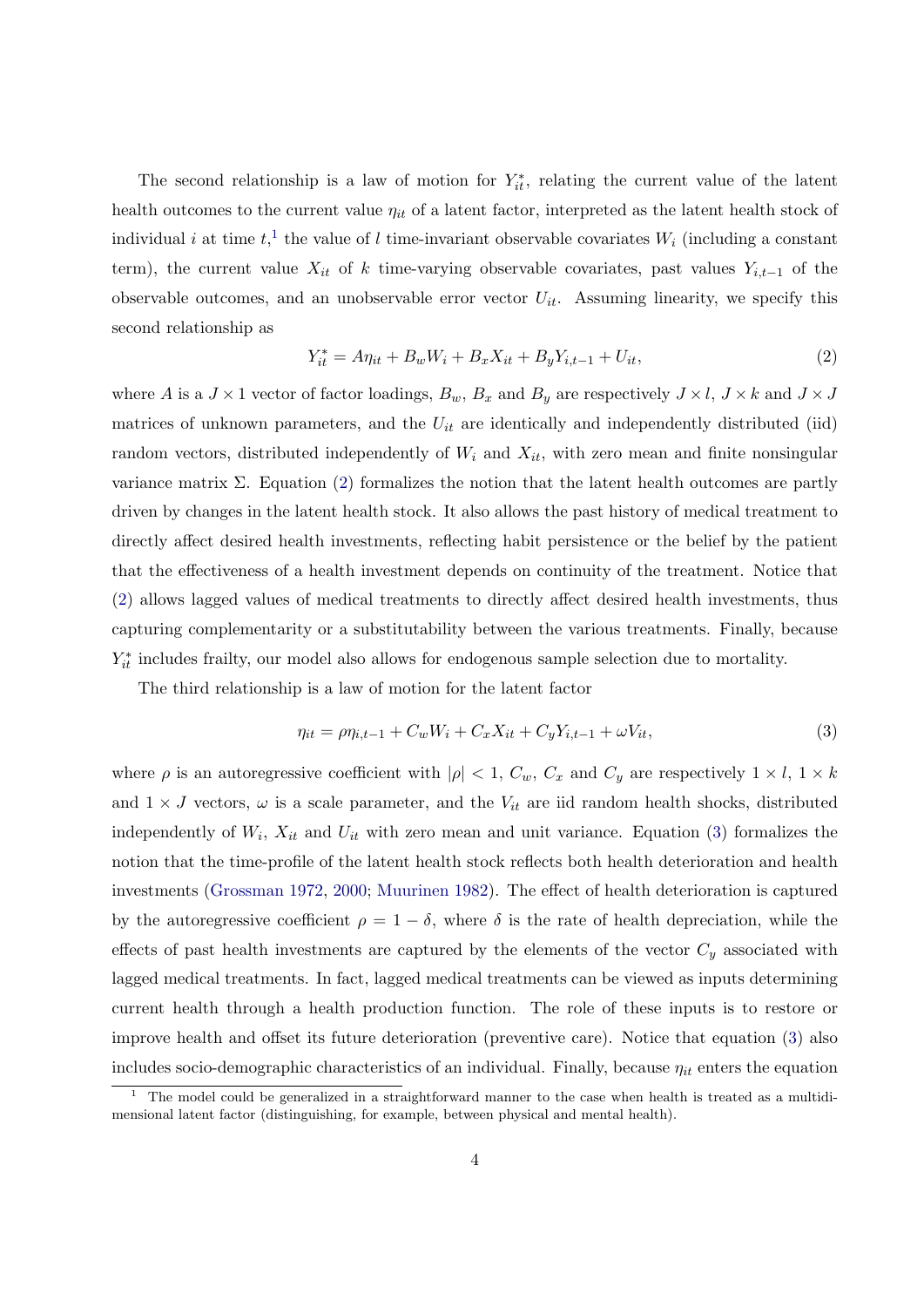The second relationship is a law of motion for $Y_{it}^*$, relating the current value of the latent health outcomes to the current value $\eta_{it}$ of a latent factor, interpreted as the latent health stock of individual $i$ at time $t$,[1] the value of $l$ time-invariant observable covariates $W_i$ (including a constant term), the current value $X_{it}$ of $k$ time-varying observable covariates, past values $Y_{i,t-1}$ of the observable outcomes, and an unobservable error vector $U_{it}$. Assuming linearity, we specify this second relationship as

$$Y_{it}^* = A\eta_{it} + B_w W_i + B_x X_{it} + B_y Y_{i,t-1} + U_{it}, \tag{2}$$

where $A$ is a $J \times 1$ vector of factor loadings, $B_w$, $B_x$ and $B_y$ are respectively $J \times l$, $J \times k$ and $J \times J$ matrices of unknown parameters, and the $U_{it}$ are identically and independently distributed (iid) random vectors, distributed independently of $W_i$ and $X_{it}$, with zero mean and finite nonsingular variance matrix $\Sigma$. Equation (2) formalizes the notion that the latent health outcomes are partly driven by changes in the latent health stock. It also allows the past history of medical treatment to directly affect desired health investments, reflecting habit persistence or the belief by the patient that the effectiveness of a health investment depends on continuity of the treatment. Notice that (2) allows lagged values of medical treatments to directly affect desired health investments, thus capturing complementarity or a substitutability between the various treatments. Finally, because $Y_{it}^*$ includes frailty, our model also allows for endogenous sample selection due to mortality.

The third relationship is a law of motion for the latent factor

$$\eta_{it} = \rho\eta_{i,t-1} + C_w W_i + C_x X_{it} + C_y Y_{i,t-1} + \omega V_{it}, \tag{3}$$

where $\rho$ is an autoregressive coefficient with $|\rho| < 1$, $C_w$, $C_x$ and $C_y$ are respectively $1 \times l$, $1 \times k$ and $1 \times J$ vectors, $\omega$ is a scale parameter, and the $V_{it}$ are iid random health shocks, distributed independently of $W_i$, $X_{it}$ and $U_{it}$ with zero mean and unit variance. Equation (3) formalizes the notion that the time-profile of the latent health stock reflects both health deterioration and health investments (Grossman 1972, 2000; Muurinen 1982). The effect of health deterioration is captured by the autoregressive coefficient $\rho = 1 - \delta$, where $\delta$ is the rate of health depreciation, while the effects of past health investments are captured by the elements of the vector $C_y$ associated with lagged medical treatments. In fact, lagged medical treatments can be viewed as inputs determining current health through a health production function. The role of these inputs is to restore or improve health and offset its future deterioration (preventive care). Notice that equation (3) also includes socio-demographic characteristics of an individual. Finally, because $\eta_{it}$ enters the equation

[1] The model could be generalized in a straightforward manner to the case when health is treated as a multidimensional latent factor (distinguishing, for example, between physical and mental health).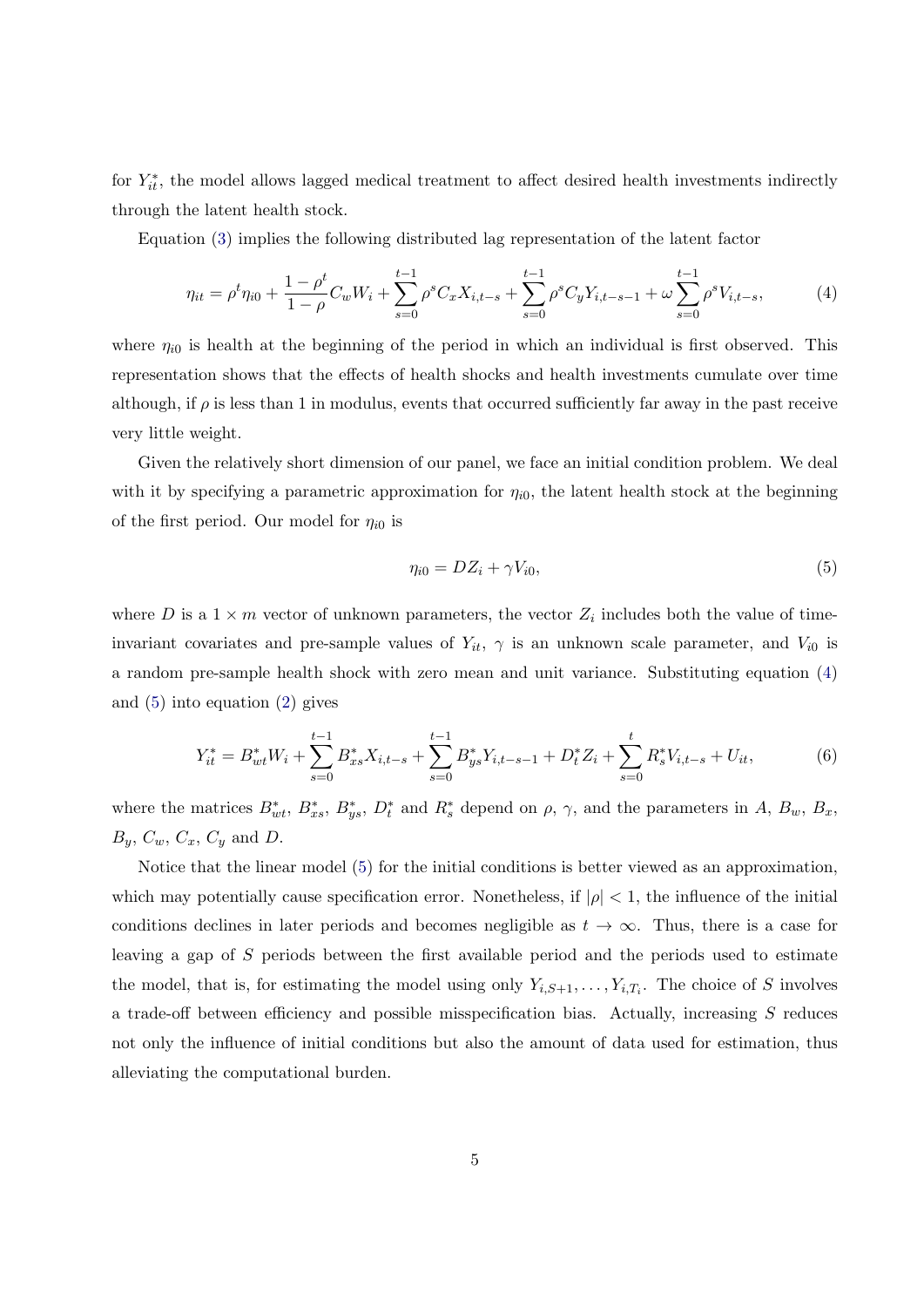for $Y_{it}^*$, the model allows lagged medical treatment to affect desired health investments indirectly through the latent health stock.

Equation (3) implies the following distributed lag representation of the latent factor

$$\eta_{it} = \rho^t \eta_{i0} + \frac{1-\rho^t}{1-\rho} C_w W_i + \sum_{s=0}^{t-1} \rho^s C_x X_{i,t-s} + \sum_{s=0}^{t-1} \rho^s C_y Y_{i,t-s-1} + \omega \sum_{s=0}^{t-1} \rho^s V_{i,t-s}, \tag{4}$$

where $\eta_{i0}$ is health at the beginning of the period in which an individual is first observed. This representation shows that the effects of health shocks and health investments cumulate over time although, if $\rho$ is less than 1 in modulus, events that occurred sufficiently far away in the past receive very little weight.

Given the relatively short dimension of our panel, we face an initial condition problem. We deal with it by specifying a parametric approximation for $\eta_{i0}$, the latent health stock at the beginning of the first period. Our model for $\eta_{i0}$ is

$$\eta_{i0} = D Z_i + \gamma V_{i0}, \tag{5}$$

where $D$ is a $1 \times m$ vector of unknown parameters, the vector $Z_i$ includes both the value of time-invariant covariates and pre-sample values of $Y_{it}$, $\gamma$ is an unknown scale parameter, and $V_{i0}$ is a random pre-sample health shock with zero mean and unit variance. Substituting equation (4) and (5) into equation (2) gives

$$Y_{it}^* = B_{wt}^* W_i + \sum_{s=0}^{t-1} B_{xs}^* X_{i,t-s} + \sum_{s=0}^{t-1} B_{ys}^* Y_{i,t-s-1} + D_t^* Z_i + \sum_{s=0}^{t} R_s^* V_{i,t-s} + U_{it}, \tag{6}$$

where the matrices $B_{wt}^*$, $B_{xs}^*$, $B_{ys}^*$, $D_t^*$ and $R_s^*$ depend on $\rho$, $\gamma$, and the parameters in $A$, $B_w$, $B_x$, $B_y$, $C_w$, $C_x$, $C_y$ and $D$.

Notice that the linear model (5) for the initial conditions is better viewed as an approximation, which may potentially cause specification error. Nonetheless, if $|\rho| < 1$, the influence of the initial conditions declines in later periods and becomes negligible as $t \to \infty$. Thus, there is a case for leaving a gap of $S$ periods between the first available period and the periods used to estimate the model, that is, for estimating the model using only $Y_{i,S+1}, \ldots, Y_{i,T_i}$. The choice of $S$ involves a trade-off between efficiency and possible misspecification bias. Actually, increasing $S$ reduces not only the influence of initial conditions but also the amount of data used for estimation, thus alleviating the computational burden.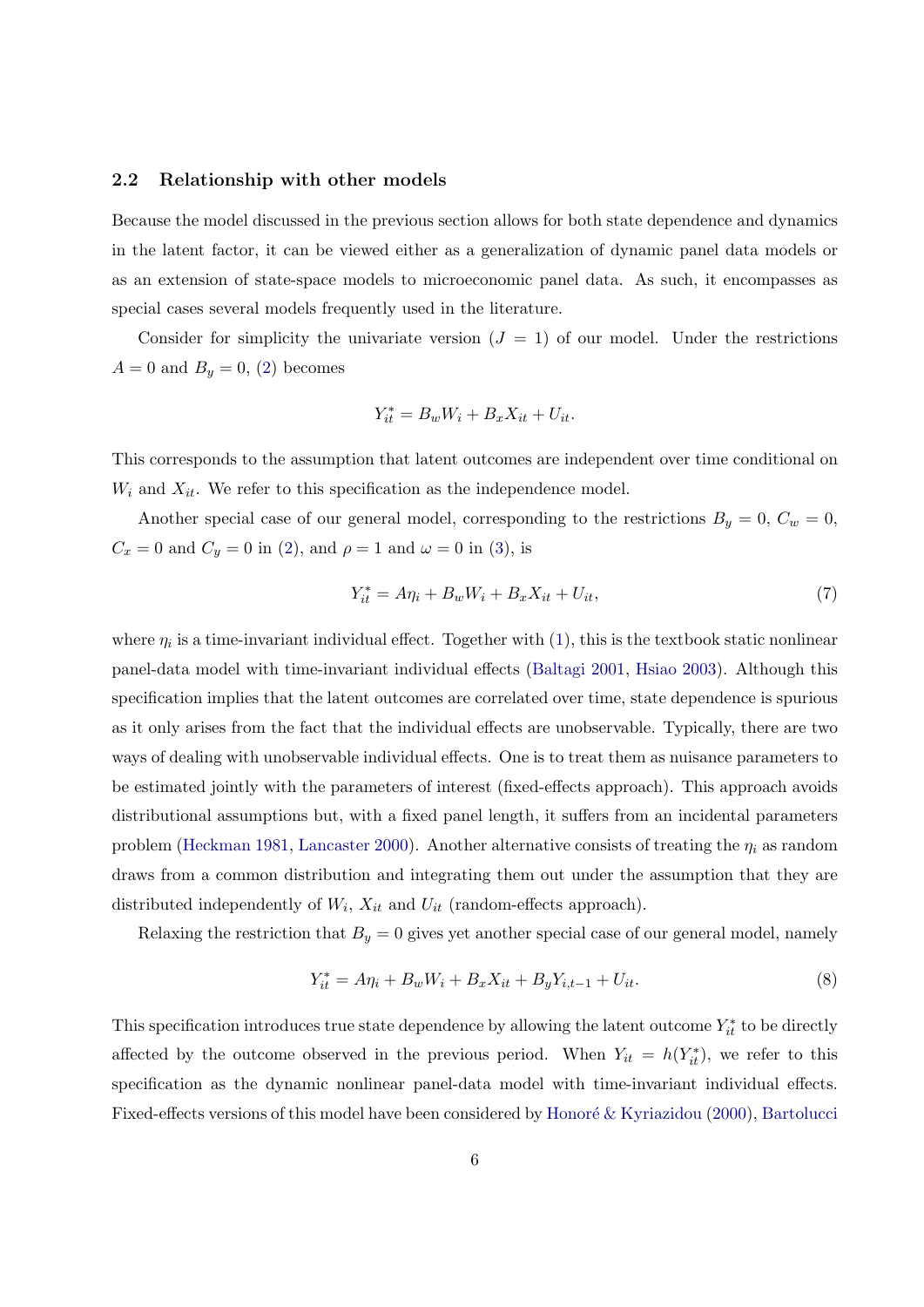### 2.2 Relationship with other models

Because the model discussed in the previous section allows for both state dependence and dynamics in the latent factor, it can be viewed either as a generalization of dynamic panel data models or as an extension of state-space models to microeconomic panel data. As such, it encompasses as special cases several models frequently used in the literature.

Consider for simplicity the univariate version ($J = 1$) of our model. Under the restrictions $A = 0$ and $B_y = 0$, (2) becomes

$$Y_{it}^* = B_w W_i + B_x X_{it} + U_{it}.$$

This corresponds to the assumption that latent outcomes are independent over time conditional on $W_i$ and $X_{it}$. We refer to this specification as the independence model.

Another special case of our general model, corresponding to the restrictions $B_y = 0$, $C_w = 0$, $C_x = 0$ and $C_y = 0$ in (2), and $\rho = 1$ and $\omega = 0$ in (3), is

$$Y_{it}^* = A\eta_i + B_w W_i + B_x X_{it} + U_{it}, \tag{7}$$

where $\eta_i$ is a time-invariant individual effect. Together with (1), this is the textbook static nonlinear panel-data model with time-invariant individual effects (Baltagi 2001, Hsiao 2003). Although this specification implies that the latent outcomes are correlated over time, state dependence is spurious as it only arises from the fact that the individual effects are unobservable. Typically, there are two ways of dealing with unobservable individual effects. One is to treat them as nuisance parameters to be estimated jointly with the parameters of interest (fixed-effects approach). This approach avoids distributional assumptions but, with a fixed panel length, it suffers from an incidental parameters problem (Heckman 1981, Lancaster 2000). Another alternative consists of treating the $\eta_i$ as random draws from a common distribution and integrating them out under the assumption that they are distributed independently of $W_i$, $X_{it}$ and $U_{it}$ (random-effects approach).

Relaxing the restriction that $B_y = 0$ gives yet another special case of our general model, namely

$$Y_{it}^* = A\eta_i + B_w W_i + B_x X_{it} + B_y Y_{i,t-1} + U_{it}. \tag{8}$$

This specification introduces true state dependence by allowing the latent outcome $Y_{it}^*$ to be directly affected by the outcome observed in the previous period. When $Y_{it} = h(Y_{it}^*)$, we refer to this specification as the dynamic nonlinear panel-data model with time-invariant individual effects. Fixed-effects versions of this model have been considered by Honoré & Kyriazidou (2000), Bartolucci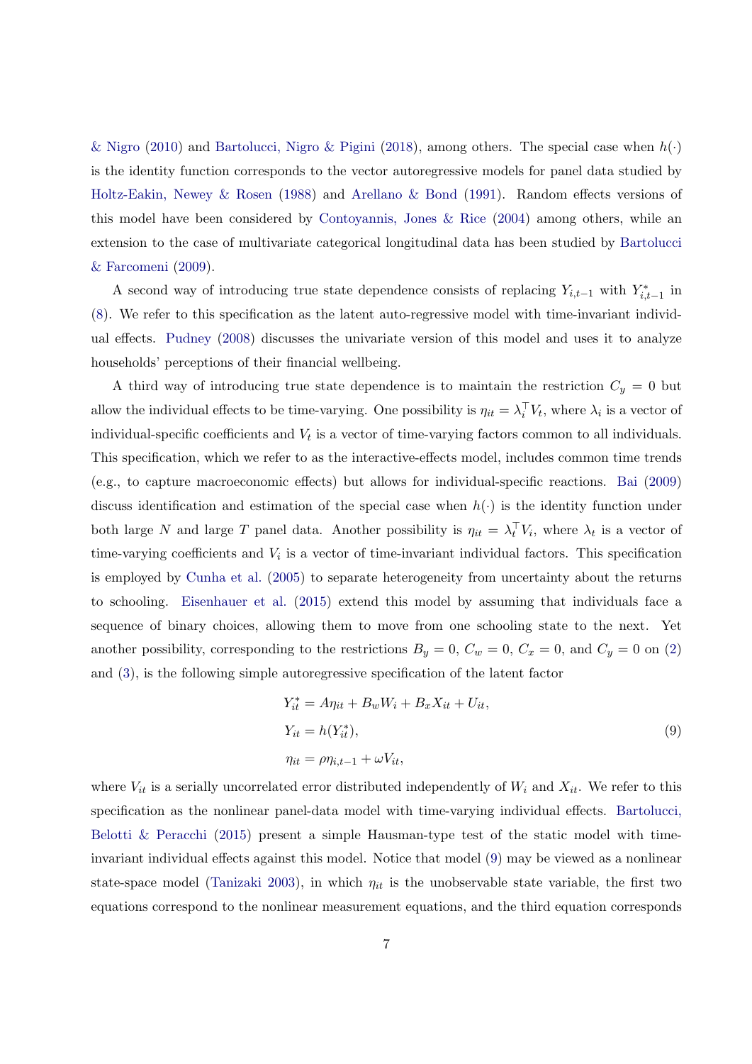& Nigro (2010) and Bartolucci, Nigro & Pigini (2018), among others. The special case when $h(\cdot)$ is the identity function corresponds to the vector autoregressive models for panel data studied by Holtz-Eakin, Newey & Rosen (1988) and Arellano & Bond (1991). Random effects versions of this model have been considered by Contoyannis, Jones & Rice (2004) among others, while an extension to the case of multivariate categorical longitudinal data has been studied by Bartolucci & Farcomeni (2009).

A second way of introducing true state dependence consists of replacing $Y_{i,t-1}$ with $Y^*_{i,t-1}$ in (8). We refer to this specification as the latent auto-regressive model with time-invariant individual effects. Pudney (2008) discusses the univariate version of this model and uses it to analyze households' perceptions of their financial wellbeing.

A third way of introducing true state dependence is to maintain the restriction $C_y = 0$ but allow the individual effects to be time-varying. One possibility is $\eta_{it} = \lambda_i^\top V_t$, where $\lambda_i$ is a vector of individual-specific coefficients and $V_t$ is a vector of time-varying factors common to all individuals. This specification, which we refer to as the interactive-effects model, includes common time trends (e.g., to capture macroeconomic effects) but allows for individual-specific reactions. Bai (2009) discuss identification and estimation of the special case when $h(\cdot)$ is the identity function under both large $N$ and large $T$ panel data. Another possibility is $\eta_{it} = \lambda_t^\top V_i$, where $\lambda_t$ is a vector of time-varying coefficients and $V_i$ is a vector of time-invariant individual factors. This specification is employed by Cunha et al. (2005) to separate heterogeneity from uncertainty about the returns to schooling. Eisenhauer et al. (2015) extend this model by assuming that individuals face a sequence of binary choices, allowing them to move from one schooling state to the next. Yet another possibility, corresponding to the restrictions $B_y = 0$, $C_w = 0$, $C_x = 0$, and $C_y = 0$ on (2) and (3), is the following simple autoregressive specification of the latent factor

$$
\begin{aligned}
Y^*_{it} &= A\eta_{it} + B_w W_i + B_x X_{it} + U_{it}, \\
Y_{it} &= h(Y^*_{it}), \\
\eta_{it} &= \rho \eta_{i,t-1} + \omega V_{it},
\end{aligned}
\tag{9}
$$

where $V_{it}$ is a serially uncorrelated error distributed independently of $W_i$ and $X_{it}$. We refer to this specification as the nonlinear panel-data model with time-varying individual effects. Bartolucci, Belotti & Peracchi (2015) present a simple Hausman-type test of the static model with time-invariant individual effects against this model. Notice that model (9) may be viewed as a nonlinear state-space model (Tanizaki 2003), in which $\eta_{it}$ is the unobservable state variable, the first two equations correspond to the nonlinear measurement equations, and the third equation corresponds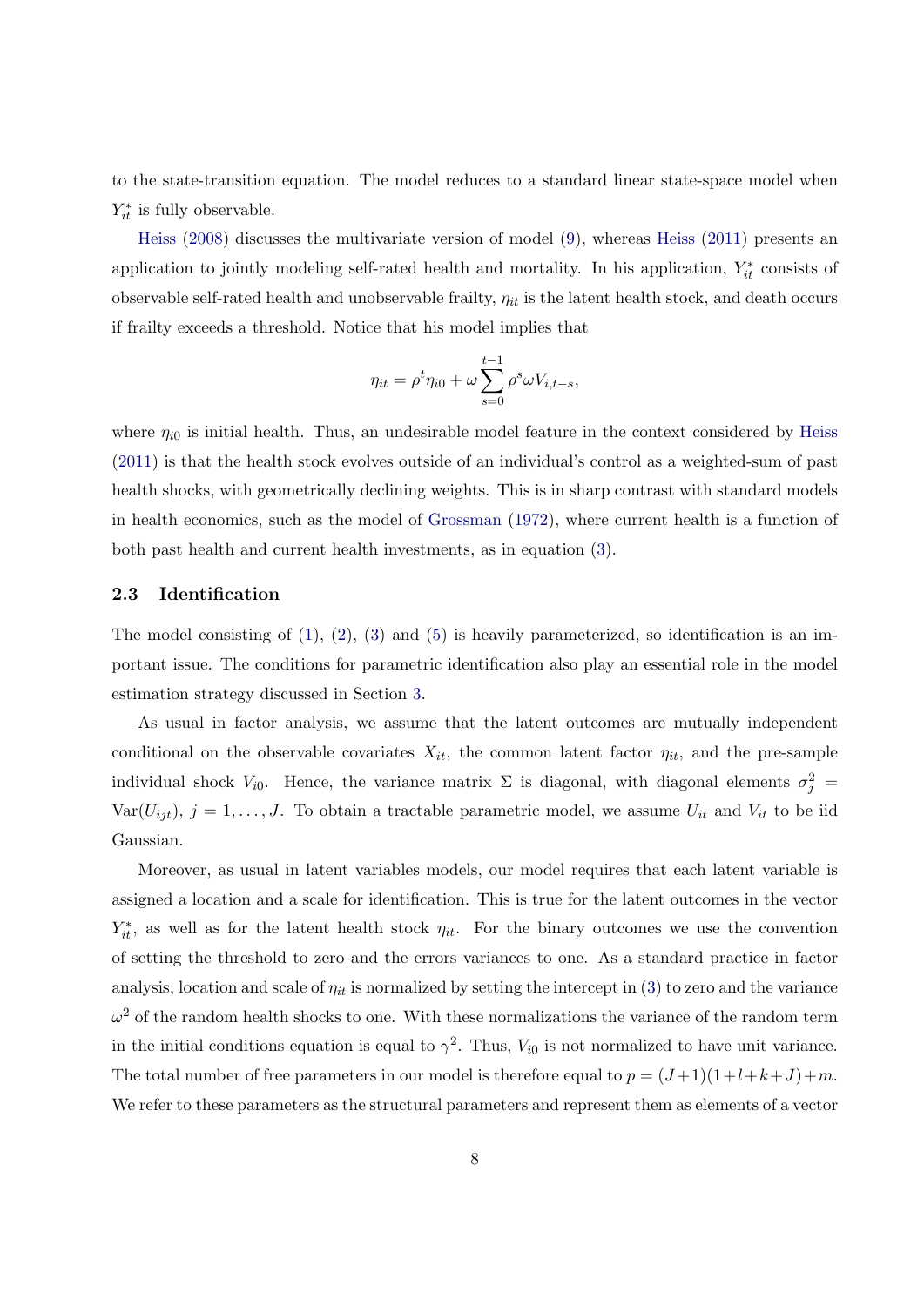to the state-transition equation. The model reduces to a standard linear state-space model when $Y_{it}^*$ is fully observable.

Heiss (2008) discusses the multivariate version of model (9), whereas Heiss (2011) presents an application to jointly modeling self-rated health and mortality. In his application, $Y_{it}^*$ consists of observable self-rated health and unobservable frailty, $\eta_{it}$ is the latent health stock, and death occurs if frailty exceeds a threshold. Notice that his model implies that

$$\eta_{it} = \rho^t \eta_{i0} + \omega \sum_{s=0}^{t-1} \rho^s \omega V_{i,t-s},$$

where $\eta_{i0}$ is initial health. Thus, an undesirable model feature in the context considered by Heiss (2011) is that the health stock evolves outside of an individual's control as a weighted-sum of past health shocks, with geometrically declining weights. This is in sharp contrast with standard models in health economics, such as the model of Grossman (1972), where current health is a function of both past health and current health investments, as in equation (3).

### 2.3 Identification

The model consisting of (1), (2), (3) and (5) is heavily parameterized, so identification is an important issue. The conditions for parametric identification also play an essential role in the model estimation strategy discussed in Section 3.

As usual in factor analysis, we assume that the latent outcomes are mutually independent conditional on the observable covariates $X_{it}$, the common latent factor $\eta_{it}$, and the pre-sample individual shock $V_{i0}$. Hence, the variance matrix $\Sigma$ is diagonal, with diagonal elements $\sigma_j^2 = \mathrm{Var}(U_{ijt})$, $j = 1, \ldots, J$. To obtain a tractable parametric model, we assume $U_{it}$ and $V_{it}$ to be iid Gaussian.

Moreover, as usual in latent variables models, our model requires that each latent variable is assigned a location and a scale for identification. This is true for the latent outcomes in the vector $Y_{it}^*$, as well as for the latent health stock $\eta_{it}$. For the binary outcomes we use the convention of setting the threshold to zero and the errors variances to one. As a standard practice in factor analysis, location and scale of $\eta_{it}$ is normalized by setting the intercept in (3) to zero and the variance $\omega^2$ of the random health shocks to one. With these normalizations the variance of the random term in the initial conditions equation is equal to $\gamma^2$. Thus, $V_{i0}$ is not normalized to have unit variance. The total number of free parameters in our model is therefore equal to $p = (J+1)(1+l+k+J)+m$. We refer to these parameters as the structural parameters and represent them as elements of a vector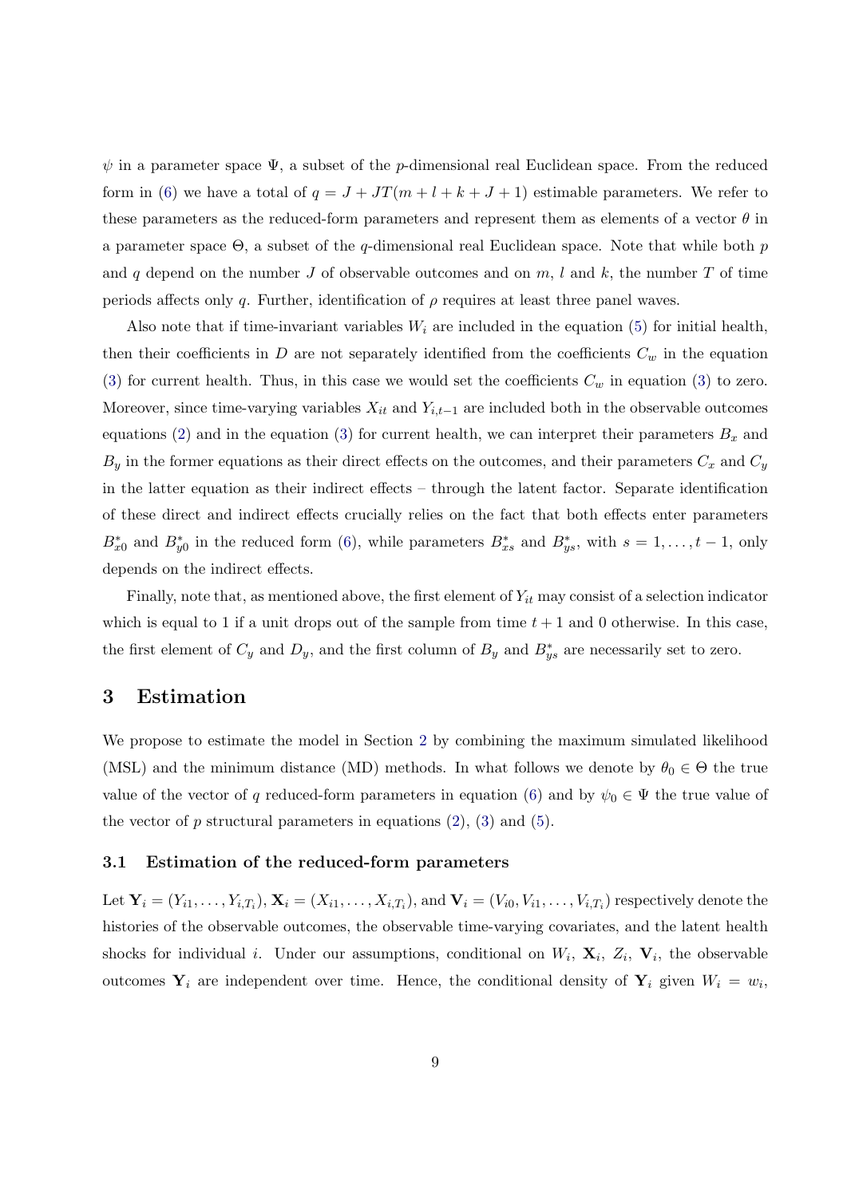$\psi$ in a parameter space $\Psi$, a subset of the $p$-dimensional real Euclidean space. From the reduced form in (6) we have a total of $q = J + JT(m + l + k + J + 1)$ estimable parameters. We refer to these parameters as the reduced-form parameters and represent them as elements of a vector $\theta$ in a parameter space $\Theta$, a subset of the $q$-dimensional real Euclidean space. Note that while both $p$ and $q$ depend on the number $J$ of observable outcomes and on $m$, $l$ and $k$, the number $T$ of time periods affects only $q$. Further, identification of $\rho$ requires at least three panel waves.

Also note that if time-invariant variables $W_i$ are included in the equation (5) for initial health, then their coefficients in $D$ are not separately identified from the coefficients $C_w$ in the equation (3) for current health. Thus, in this case we would set the coefficients $C_w$ in equation (3) to zero. Moreover, since time-varying variables $X_{it}$ and $Y_{i,t-1}$ are included both in the observable outcomes equations (2) and in the equation (3) for current health, we can interpret their parameters $B_x$ and $B_y$ in the former equations as their direct effects on the outcomes, and their parameters $C_x$ and $C_y$ in the latter equation as their indirect effects – through the latent factor. Separate identification of these direct and indirect effects crucially relies on the fact that both effects enter parameters $B^*_{x0}$ and $B^*_{y0}$ in the reduced form (6), while parameters $B^*_{xs}$ and $B^*_{ys}$, with $s = 1, \ldots, t-1$, only depends on the indirect effects.

Finally, note that, as mentioned above, the first element of $Y_{it}$ may consist of a selection indicator which is equal to 1 if a unit drops out of the sample from time $t+1$ and 0 otherwise. In this case, the first element of $C_y$ and $D_y$, and the first column of $B_y$ and $B^*_{ys}$ are necessarily set to zero.

## 3 Estimation

We propose to estimate the model in Section 2 by combining the maximum simulated likelihood (MSL) and the minimum distance (MD) methods. In what follows we denote by $\theta_0 \in \Theta$ the true value of the vector of $q$ reduced-form parameters in equation (6) and by $\psi_0 \in \Psi$ the true value of the vector of $p$ structural parameters in equations (2), (3) and (5).

### 3.1 Estimation of the reduced-form parameters

Let $\mathbf{Y}_i = (Y_{i1}, \ldots, Y_{i,T_i})$, $\mathbf{X}_i = (X_{i1}, \ldots, X_{i,T_i})$, and $\mathbf{V}_i = (V_{i0}, V_{i1}, \ldots, V_{i,T_i})$ respectively denote the histories of the observable outcomes, the observable time-varying covariates, and the latent health shocks for individual $i$. Under our assumptions, conditional on $W_i$, $\mathbf{X}_i$, $Z_i$, $\mathbf{V}_i$, the observable outcomes $\mathbf{Y}_i$ are independent over time. Hence, the conditional density of $\mathbf{Y}_i$ given $W_i = w_i$,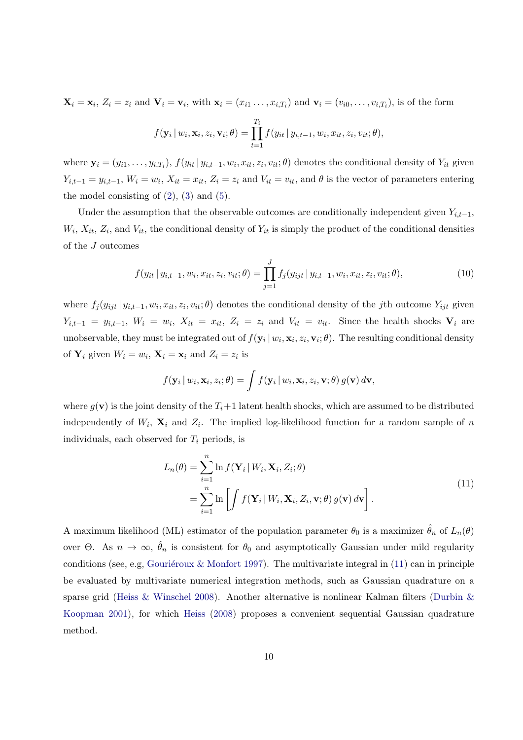$\mathbf{X}_i = \mathbf{x}_i$, $Z_i = z_i$ and $\mathbf{V}_i = \mathbf{v}_i$, with $\mathbf{x}_i = (x_{i1} \ldots, x_{i,T_i})$ and $\mathbf{v}_i = (v_{i0}, \ldots, v_{i,T_i})$, is of the form

$$f(\mathbf{y}_i \,|\, w_i, \mathbf{x}_i, z_i, \mathbf{v}_i; \theta) = \prod_{t=1}^{T_i} f(y_{it} \,|\, y_{i,t-1}, w_i, x_{it}, z_i, v_{it}; \theta),$$

where $\mathbf{y}_i = (y_{i1}, \ldots, y_{i,T_i})$, $f(y_{it} \,|\, y_{i,t-1}, w_i, x_{it}, z_i, v_{it}; \theta)$ denotes the conditional density of $Y_{it}$ given $Y_{i,t-1} = y_{i,t-1}$, $W_i = w_i$, $X_{it} = x_{it}$, $Z_i = z_i$ and $V_{it} = v_{it}$, and $\theta$ is the vector of parameters entering the model consisting of (2), (3) and (5).

Under the assumption that the observable outcomes are conditionally independent given $Y_{i,t-1}$, $W_i$, $X_{it}$, $Z_i$, and $V_{it}$, the conditional density of $Y_{it}$ is simply the product of the conditional densities of the $J$ outcomes

$$f(y_{it} \,|\, y_{i,t-1}, w_i, x_{it}, z_i, v_{it}; \theta) = \prod_{j=1}^{J} f_j(y_{ijt} \,|\, y_{i,t-1}, w_i, x_{it}, z_i, v_{it}; \theta), \tag{10}$$

where $f_j(y_{ijt} \,|\, y_{i,t-1}, w_i, x_{it}, z_i, v_{it}; \theta)$ denotes the conditional density of the $j$th outcome $Y_{ijt}$ given $Y_{i,t-1} = y_{i,t-1}$, $W_i = w_i$, $X_{it} = x_{it}$, $Z_i = z_i$ and $V_{it} = v_{it}$. Since the health shocks $\mathbf{V}_i$ are unobservable, they must be integrated out of $f(\mathbf{y}_i \,|\, w_i, \mathbf{x}_i, z_i, \mathbf{v}_i; \theta)$. The resulting conditional density of $\mathbf{Y}_i$ given $W_i = w_i$, $\mathbf{X}_i = \mathbf{x}_i$ and $Z_i = z_i$ is

$$f(\mathbf{y}_i \,|\, w_i, \mathbf{x}_i, z_i; \theta) = \int f(\mathbf{y}_i \,|\, w_i, \mathbf{x}_i, z_i, \mathbf{v}; \theta)\, g(\mathbf{v})\, d\mathbf{v},$$

where $g(\mathbf{v})$ is the joint density of the $T_i+1$ latent health shocks, which are assumed to be distributed independently of $W_i$, $\mathbf{X}_i$ and $Z_i$. The implied log-likelihood function for a random sample of $n$ individuals, each observed for $T_i$ periods, is

$$\begin{aligned} L_n(\theta) &= \sum_{i=1}^{n} \ln f(\mathbf{Y}_i \,|\, W_i, \mathbf{X}_i, Z_i; \theta) \\ &= \sum_{i=1}^{n} \ln \left[ \int f(\mathbf{Y}_i \,|\, W_i, \mathbf{X}_i, Z_i, \mathbf{v}; \theta)\, g(\mathbf{v})\, d\mathbf{v} \right]. \end{aligned} \tag{11}$$

A maximum likelihood (ML) estimator of the population parameter $\theta_0$ is a maximizer $\hat{\theta}_n$ of $L_n(\theta)$ over $\Theta$. As $n \to \infty$, $\hat{\theta}_n$ is consistent for $\theta_0$ and asymptotically Gaussian under mild regularity conditions (see, e.g, Gouriéroux & Monfort 1997). The multivariate integral in (11) can in principle be evaluated by multivariate numerical integration methods, such as Gaussian quadrature on a sparse grid (Heiss & Winschel 2008). Another alternative is nonlinear Kalman filters (Durbin & Koopman 2001), for which Heiss (2008) proposes a convenient sequential Gaussian quadrature method.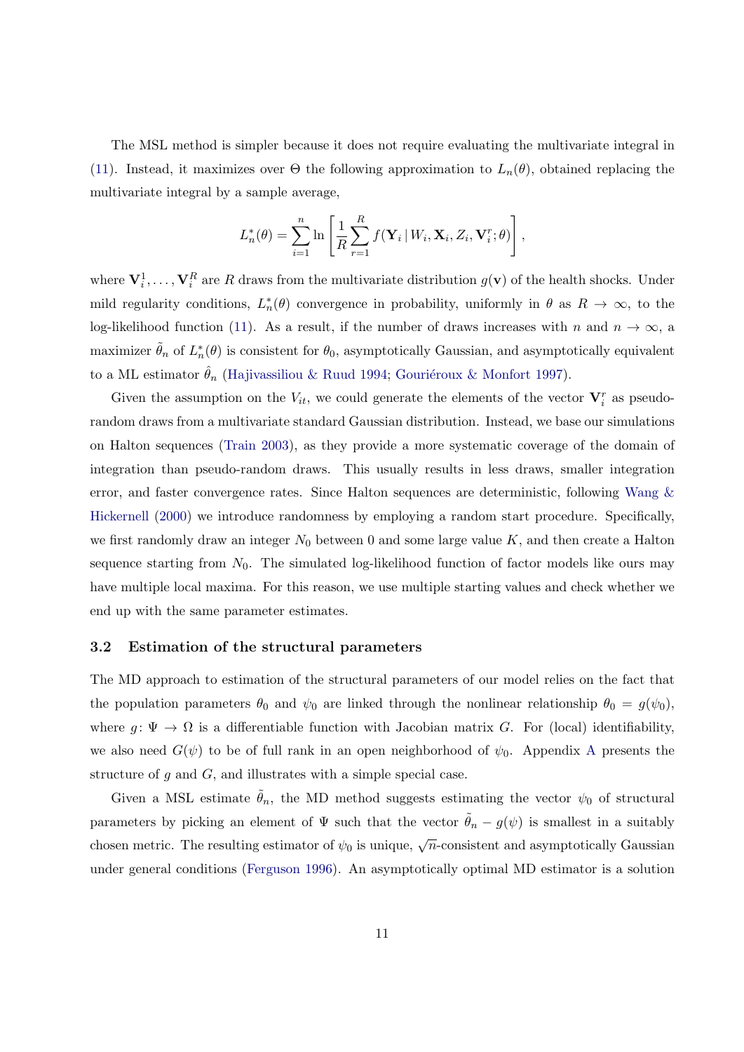The MSL method is simpler because it does not require evaluating the multivariate integral in (11). Instead, it maximizes over $\Theta$ the following approximation to $L_n(\theta)$, obtained replacing the multivariate integral by a sample average,

$$L_n^*(\theta) = \sum_{i=1}^{n} \ln \left[ \frac{1}{R} \sum_{r=1}^{R} f(\mathbf{Y}_i \,|\, W_i, \mathbf{X}_i, Z_i, \mathbf{V}_i^r; \theta) \right],$$

where $\mathbf{V}_i^1, \ldots, \mathbf{V}_i^R$ are $R$ draws from the multivariate distribution $g(\mathbf{v})$ of the health shocks. Under mild regularity conditions, $L_n^*(\theta)$ convergence in probability, uniformly in $\theta$ as $R \to \infty$, to the log-likelihood function (11). As a result, if the number of draws increases with $n$ and $n \to \infty$, a maximizer $\tilde{\theta}_n$ of $L_n^*(\theta)$ is consistent for $\theta_0$, asymptotically Gaussian, and asymptotically equivalent to a ML estimator $\hat{\theta}_n$ (Hajivassiliou & Ruud 1994; Gouriéroux & Monfort 1997).

Given the assumption on the $V_{it}$, we could generate the elements of the vector $\mathbf{V}_i^r$ as pseudo-random draws from a multivariate standard Gaussian distribution. Instead, we base our simulations on Halton sequences (Train 2003), as they provide a more systematic coverage of the domain of integration than pseudo-random draws. This usually results in less draws, smaller integration error, and faster convergence rates. Since Halton sequences are deterministic, following Wang & Hickernell (2000) we introduce randomness by employing a random start procedure. Specifically, we first randomly draw an integer $N_0$ between 0 and some large value $K$, and then create a Halton sequence starting from $N_0$. The simulated log-likelihood function of factor models like ours may have multiple local maxima. For this reason, we use multiple starting values and check whether we end up with the same parameter estimates.

### 3.2 Estimation of the structural parameters

The MD approach to estimation of the structural parameters of our model relies on the fact that the population parameters $\theta_0$ and $\psi_0$ are linked through the nonlinear relationship $\theta_0 = g(\psi_0)$, where $g \colon \Psi \to \Omega$ is a differentiable function with Jacobian matrix $G$. For (local) identifiability, we also need $G(\psi)$ to be of full rank in an open neighborhood of $\psi_0$. Appendix A presents the structure of $g$ and $G$, and illustrates with a simple special case.

Given a MSL estimate $\tilde{\theta}_n$, the MD method suggests estimating the vector $\psi_0$ of structural parameters by picking an element of $\Psi$ such that the vector $\tilde{\theta}_n - g(\psi)$ is smallest in a suitably chosen metric. The resulting estimator of $\psi_0$ is unique, $\sqrt{n}$-consistent and asymptotically Gaussian under general conditions (Ferguson 1996). An asymptotically optimal MD estimator is a solution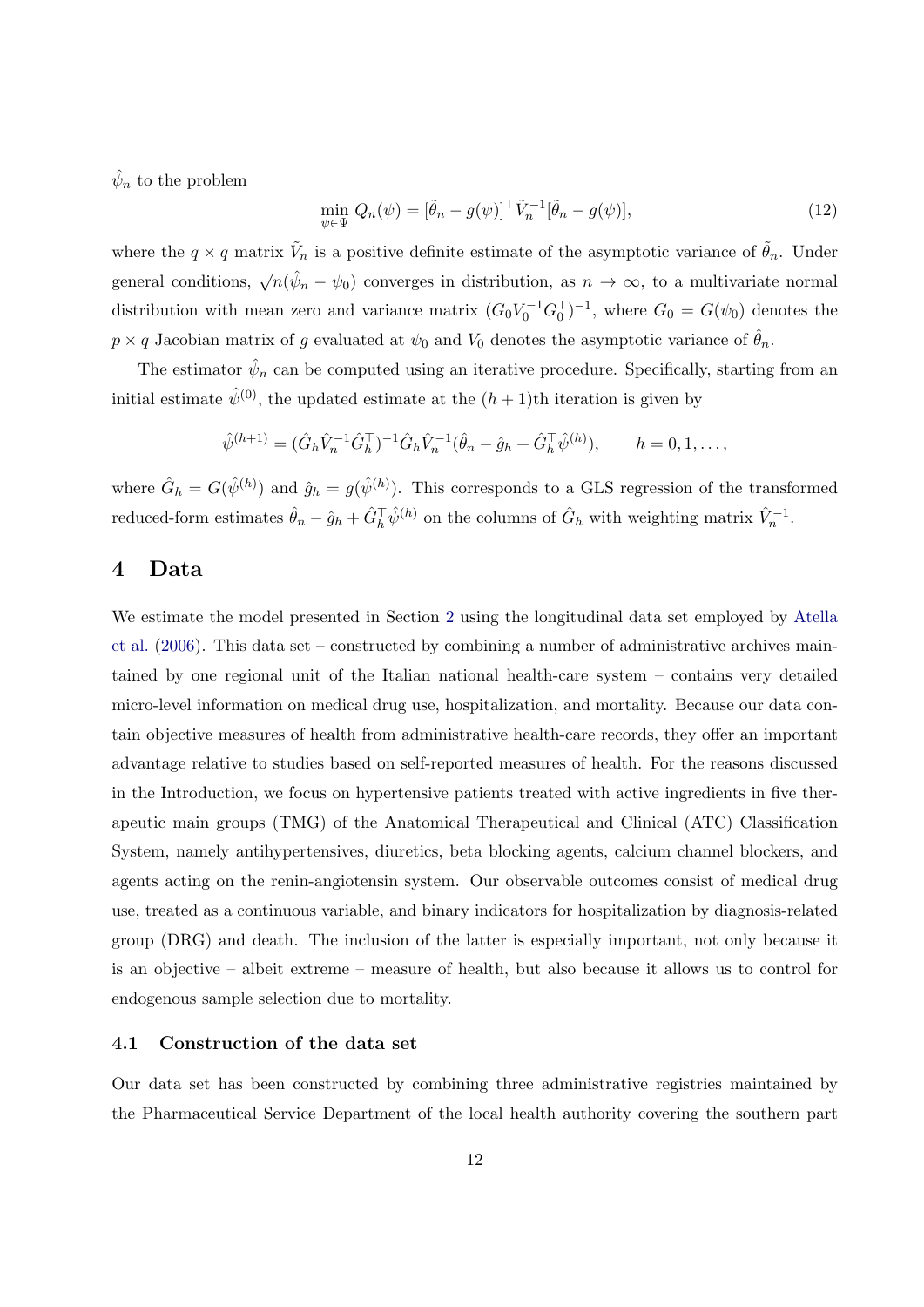$\hat{\psi}_n$ to the problem

$$\min_{\psi \in \Psi} Q_n(\psi) = [\tilde{\theta}_n - g(\psi)]^\top \tilde{V}_n^{-1} [\tilde{\theta}_n - g(\psi)], \tag{12}$$

where the $q \times q$ matrix $\tilde{V}_n$ is a positive definite estimate of the asymptotic variance of $\tilde{\theta}_n$. Under general conditions, $\sqrt{n}(\hat{\psi}_n - \psi_0)$ converges in distribution, as $n \to \infty$, to a multivariate normal distribution with mean zero and variance matrix $(G_0 V_0^{-1} G_0^\top)^{-1}$, where $G_0 = G(\psi_0)$ denotes the $p \times q$ Jacobian matrix of $g$ evaluated at $\psi_0$ and $V_0$ denotes the asymptotic variance of $\hat{\theta}_n$.

The estimator $\hat{\psi}_n$ can be computed using an iterative procedure. Specifically, starting from an initial estimate $\hat{\psi}^{(0)}$, the updated estimate at the $(h+1)$th iteration is given by

$$\hat{\psi}^{(h+1)} = (\hat{G}_h \hat{V}_n^{-1} \hat{G}_h^\top)^{-1} \hat{G}_h \hat{V}_n^{-1} (\hat{\theta}_n - \hat{g}_h + \hat{G}_h^\top \hat{\psi}^{(h)}), \qquad h = 0, 1, \ldots,$$

where $\hat{G}_h = G(\hat{\psi}^{(h)})$ and $\hat{g}_h = g(\hat{\psi}^{(h)})$. This corresponds to a GLS regression of the transformed reduced-form estimates $\hat{\theta}_n - \hat{g}_h + \hat{G}_h^\top \hat{\psi}^{(h)}$ on the columns of $\hat{G}_h$ with weighting matrix $\hat{V}_n^{-1}$.

# 4 Data

We estimate the model presented in Section 2 using the longitudinal data set employed by Atella et al. (2006). This data set – constructed by combining a number of administrative archives maintained by one regional unit of the Italian national health-care system – contains very detailed micro-level information on medical drug use, hospitalization, and mortality. Because our data contain objective measures of health from administrative health-care records, they offer an important advantage relative to studies based on self-reported measures of health. For the reasons discussed in the Introduction, we focus on hypertensive patients treated with active ingredients in five therapeutic main groups (TMG) of the Anatomical Therapeutical and Clinical (ATC) Classification System, namely antihypertensives, diuretics, beta blocking agents, calcium channel blockers, and agents acting on the renin-angiotensin system. Our observable outcomes consist of medical drug use, treated as a continuous variable, and binary indicators for hospitalization by diagnosis-related group (DRG) and death. The inclusion of the latter is especially important, not only because it is an objective – albeit extreme – measure of health, but also because it allows us to control for endogenous sample selection due to mortality.

## 4.1 Construction of the data set

Our data set has been constructed by combining three administrative registries maintained by the Pharmaceutical Service Department of the local health authority covering the southern part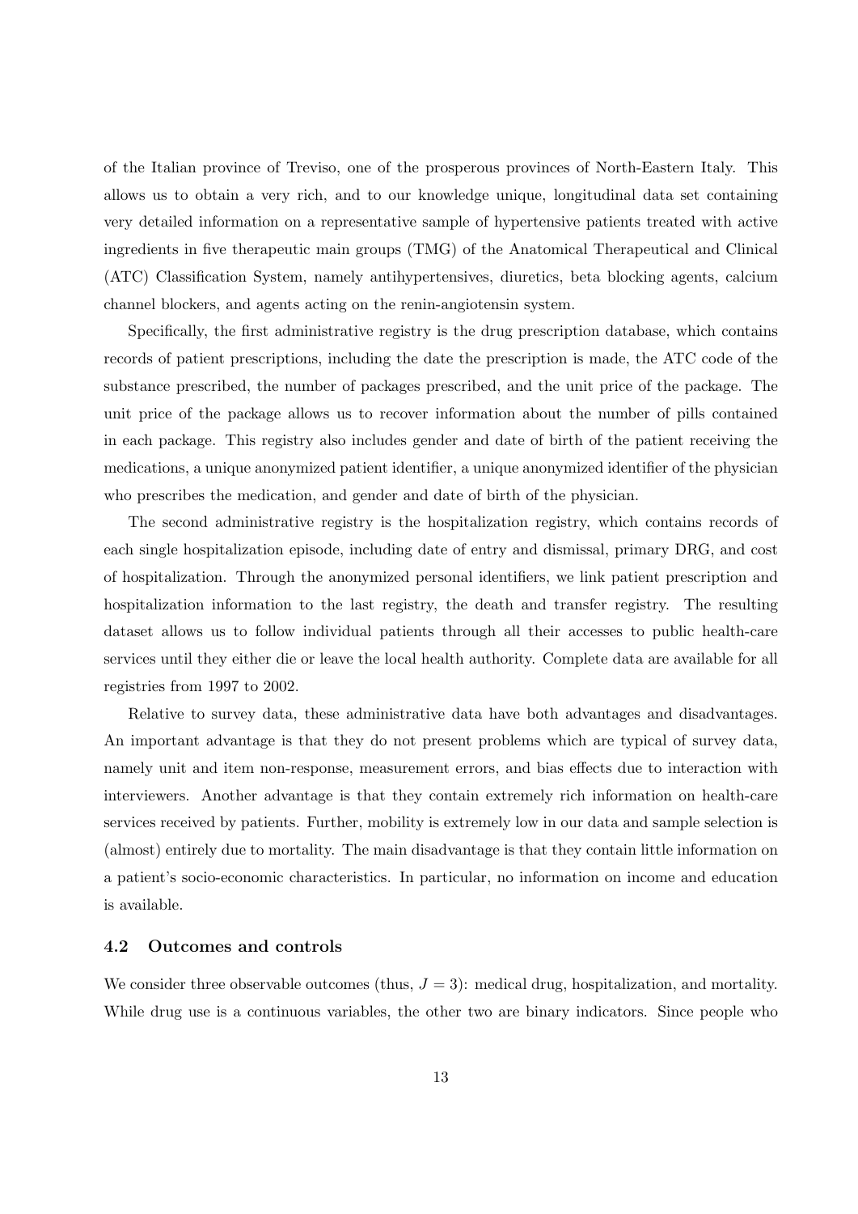of the Italian province of Treviso, one of the prosperous provinces of North-Eastern Italy. This allows us to obtain a very rich, and to our knowledge unique, longitudinal data set containing very detailed information on a representative sample of hypertensive patients treated with active ingredients in five therapeutic main groups (TMG) of the Anatomical Therapeutical and Clinical (ATC) Classification System, namely antihypertensives, diuretics, beta blocking agents, calcium channel blockers, and agents acting on the renin-angiotensin system.

Specifically, the first administrative registry is the drug prescription database, which contains records of patient prescriptions, including the date the prescription is made, the ATC code of the substance prescribed, the number of packages prescribed, and the unit price of the package. The unit price of the package allows us to recover information about the number of pills contained in each package. This registry also includes gender and date of birth of the patient receiving the medications, a unique anonymized patient identifier, a unique anonymized identifier of the physician who prescribes the medication, and gender and date of birth of the physician.

The second administrative registry is the hospitalization registry, which contains records of each single hospitalization episode, including date of entry and dismissal, primary DRG, and cost of hospitalization. Through the anonymized personal identifiers, we link patient prescription and hospitalization information to the last registry, the death and transfer registry. The resulting dataset allows us to follow individual patients through all their accesses to public health-care services until they either die or leave the local health authority. Complete data are available for all registries from 1997 to 2002.

Relative to survey data, these administrative data have both advantages and disadvantages. An important advantage is that they do not present problems which are typical of survey data, namely unit and item non-response, measurement errors, and bias effects due to interaction with interviewers. Another advantage is that they contain extremely rich information on health-care services received by patients. Further, mobility is extremely low in our data and sample selection is (almost) entirely due to mortality. The main disadvantage is that they contain little information on a patient's socio-economic characteristics. In particular, no information on income and education is available.

### 4.2 Outcomes and controls

We consider three observable outcomes (thus, $J = 3$): medical drug, hospitalization, and mortality. While drug use is a continuous variables, the other two are binary indicators. Since people who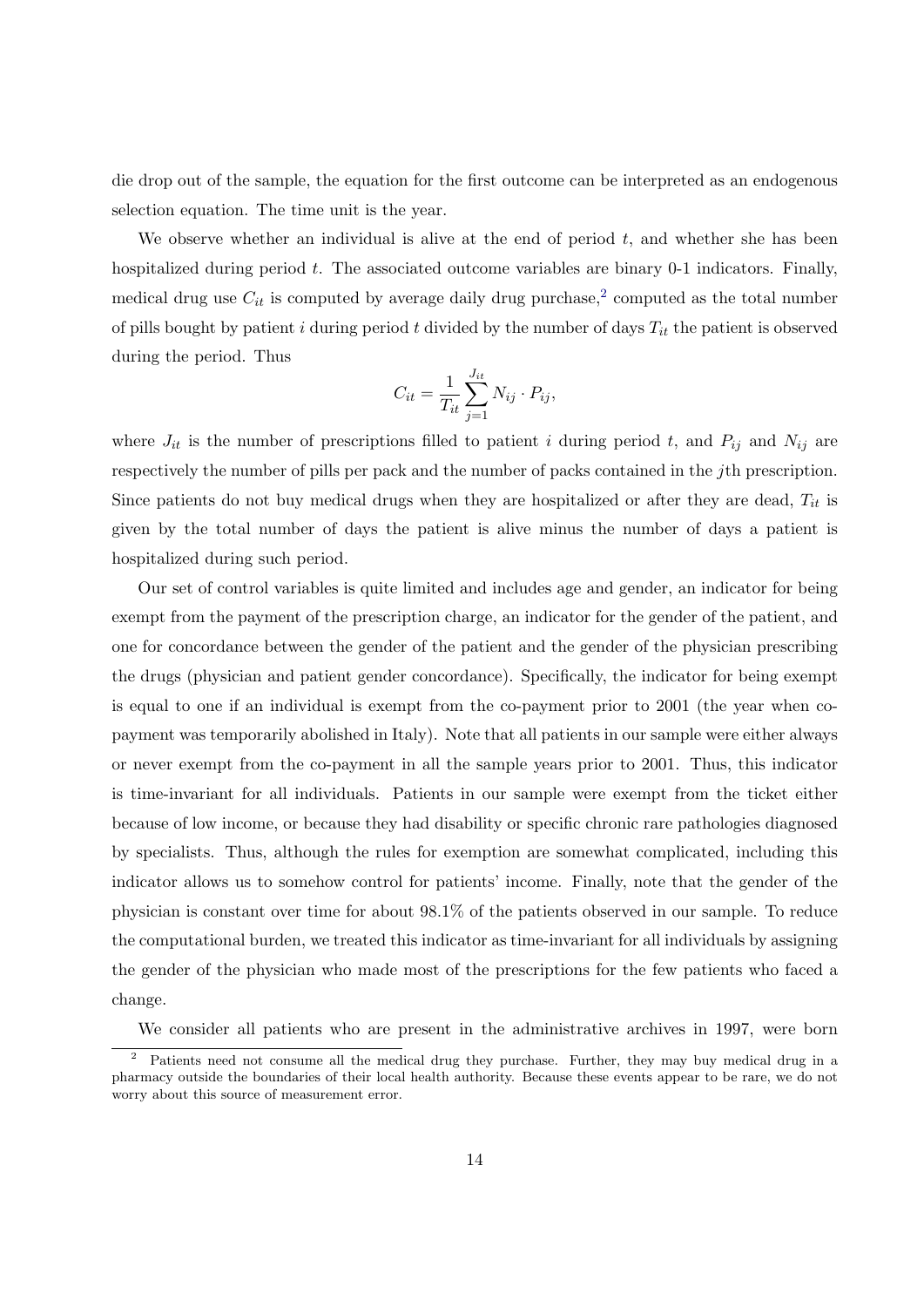die drop out of the sample, the equation for the first outcome can be interpreted as an endogenous selection equation. The time unit is the year.

We observe whether an individual is alive at the end of period $t$, and whether she has been hospitalized during period $t$. The associated outcome variables are binary 0-1 indicators. Finally, medical drug use $C_{it}$ is computed by average daily drug purchase,[2] computed as the total number of pills bought by patient $i$ during period $t$ divided by the number of days $T_{it}$ the patient is observed during the period. Thus

$$C_{it} = \frac{1}{T_{it}} \sum_{j=1}^{J_{it}} N_{ij} \cdot P_{ij},$$

where $J_{it}$ is the number of prescriptions filled to patient $i$ during period $t$, and $P_{ij}$ and $N_{ij}$ are respectively the number of pills per pack and the number of packs contained in the $j$th prescription. Since patients do not buy medical drugs when they are hospitalized or after they are dead, $T_{it}$ is given by the total number of days the patient is alive minus the number of days a patient is hospitalized during such period.

Our set of control variables is quite limited and includes age and gender, an indicator for being exempt from the payment of the prescription charge, an indicator for the gender of the patient, and one for concordance between the gender of the patient and the gender of the physician prescribing the drugs (physician and patient gender concordance). Specifically, the indicator for being exempt is equal to one if an individual is exempt from the co-payment prior to 2001 (the year when co-payment was temporarily abolished in Italy). Note that all patients in our sample were either always or never exempt from the co-payment in all the sample years prior to 2001. Thus, this indicator is time-invariant for all individuals. Patients in our sample were exempt from the ticket either because of low income, or because they had disability or specific chronic rare pathologies diagnosed by specialists. Thus, although the rules for exemption are somewhat complicated, including this indicator allows us to somehow control for patients' income. Finally, note that the gender of the physician is constant over time for about 98.1% of the patients observed in our sample. To reduce the computational burden, we treated this indicator as time-invariant for all individuals by assigning the gender of the physician who made most of the prescriptions for the few patients who faced a change.

We consider all patients who are present in the administrative archives in 1997, were born

[2] Patients need not consume all the medical drug they purchase. Further, they may buy medical drug in a pharmacy outside the boundaries of their local health authority. Because these events appear to be rare, we do not worry about this source of measurement error.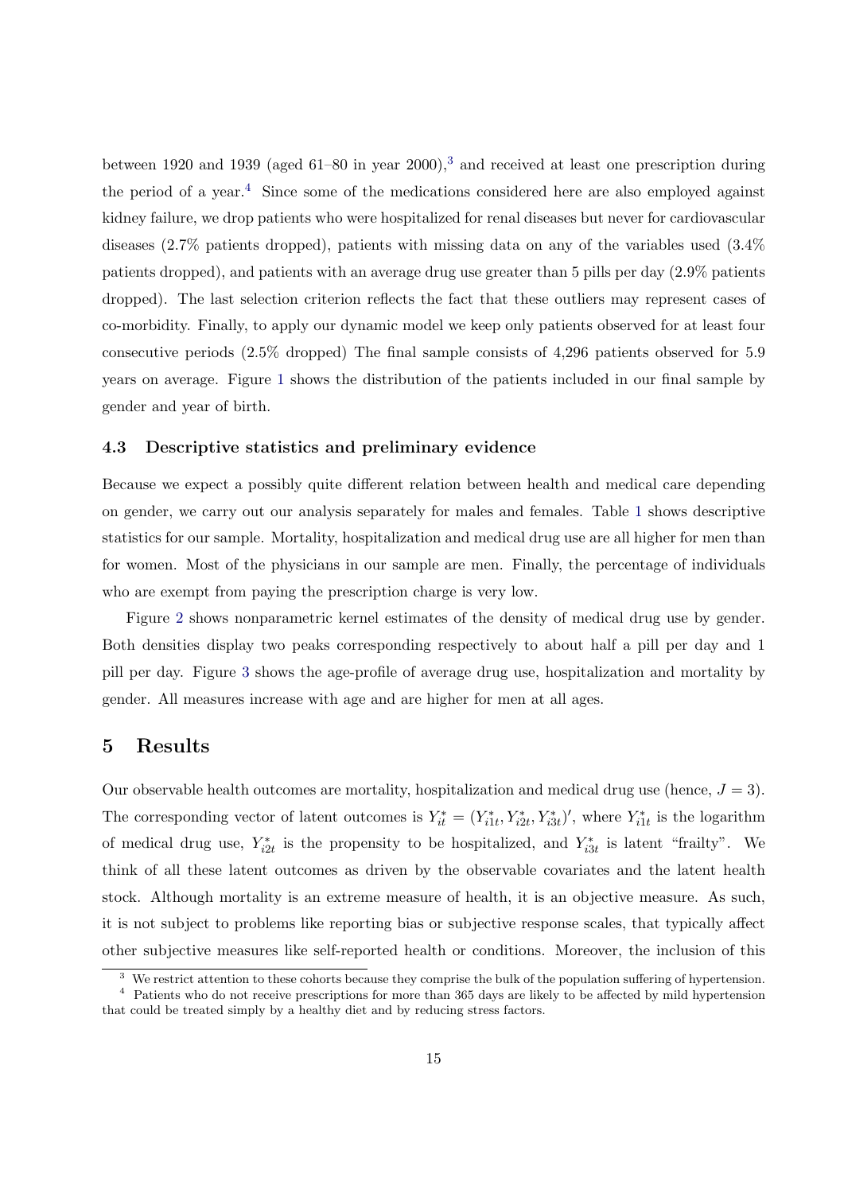between 1920 and 1939 (aged 61–80 in year 2000),[3] and received at least one prescription during the period of a year.[4] Since some of the medications considered here are also employed against kidney failure, we drop patients who were hospitalized for renal diseases but never for cardiovascular diseases (2.7% patients dropped), patients with missing data on any of the variables used (3.4% patients dropped), and patients with an average drug use greater than 5 pills per day (2.9% patients dropped). The last selection criterion reflects the fact that these outliers may represent cases of co-morbidity. Finally, to apply our dynamic model we keep only patients observed for at least four consecutive periods (2.5% dropped) The final sample consists of 4,296 patients observed for 5.9 years on average. Figure 1 shows the distribution of the patients included in our final sample by gender and year of birth.

### 4.3 Descriptive statistics and preliminary evidence

Because we expect a possibly quite different relation between health and medical care depending on gender, we carry out our analysis separately for males and females. Table 1 shows descriptive statistics for our sample. Mortality, hospitalization and medical drug use are all higher for men than for women. Most of the physicians in our sample are men. Finally, the percentage of individuals who are exempt from paying the prescription charge is very low.

Figure 2 shows nonparametric kernel estimates of the density of medical drug use by gender. Both densities display two peaks corresponding respectively to about half a pill per day and 1 pill per day. Figure 3 shows the age-profile of average drug use, hospitalization and mortality by gender. All measures increase with age and are higher for men at all ages.

## 5 Results

Our observable health outcomes are mortality, hospitalization and medical drug use (hence, $J = 3$). The corresponding vector of latent outcomes is $Y_{it}^* = (Y_{i1t}^*, Y_{i2t}^*, Y_{i3t}^*)'$, where $Y_{i1t}^*$ is the logarithm of medical drug use, $Y_{i2t}^*$ is the propensity to be hospitalized, and $Y_{i3t}^*$ is latent "frailty". We think of all these latent outcomes as driven by the observable covariates and the latent health stock. Although mortality is an extreme measure of health, it is an objective measure. As such, it is not subject to problems like reporting bias or subjective response scales, that typically affect other subjective measures like self-reported health or conditions. Moreover, the inclusion of this

[3] We restrict attention to these cohorts because they comprise the bulk of the population suffering of hypertension.

[4] Patients who do not receive prescriptions for more than 365 days are likely to be affected by mild hypertension that could be treated simply by a healthy diet and by reducing stress factors.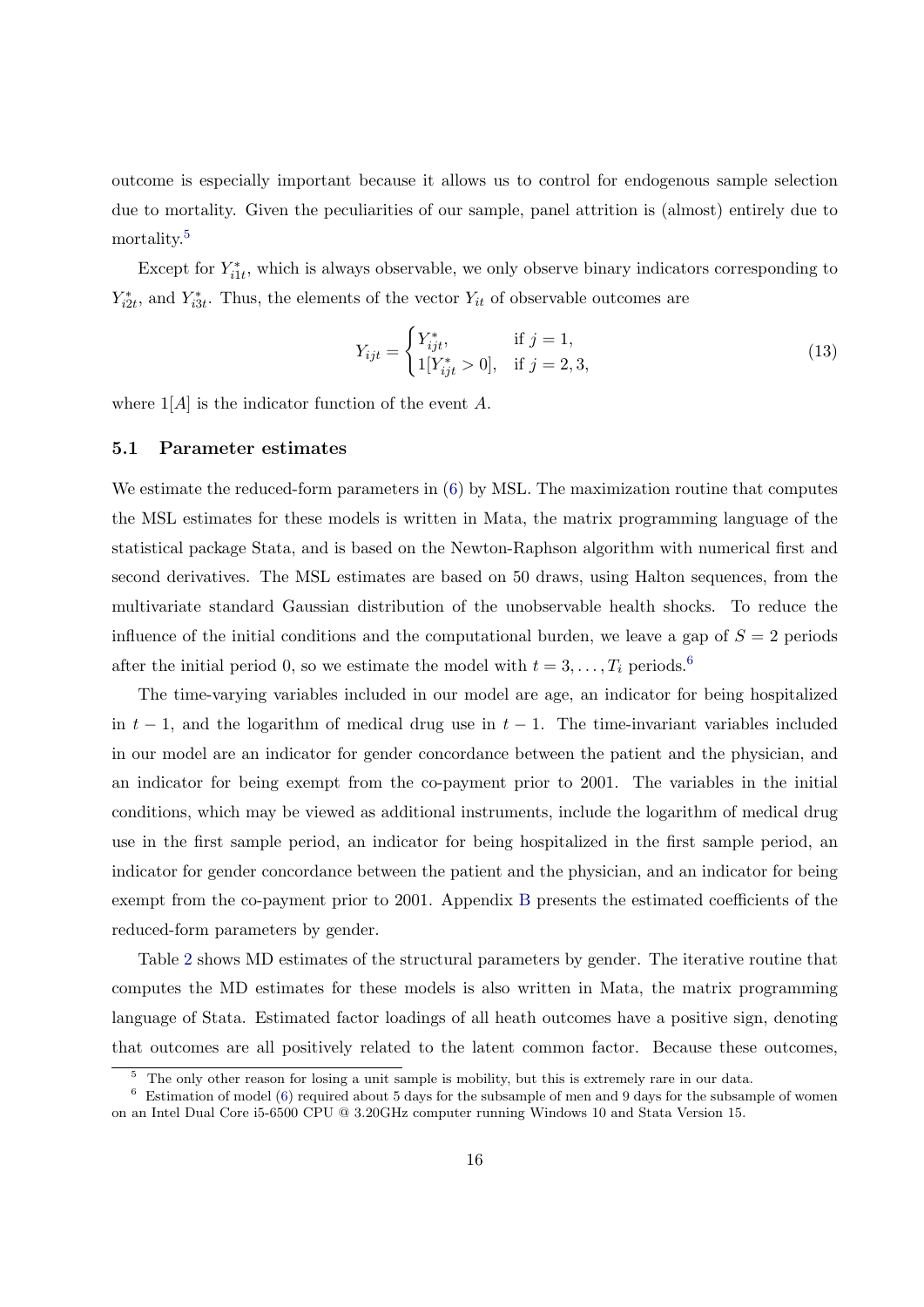outcome is especially important because it allows us to control for endogenous sample selection due to mortality. Given the peculiarities of our sample, panel attrition is (almost) entirely due to mortality.[5]

Except for $Y^*_{i1t}$, which is always observable, we only observe binary indicators corresponding to $Y^*_{i2t}$, and $Y^*_{i3t}$. Thus, the elements of the vector $Y_{it}$ of observable outcomes are

$$Y_{ijt} = \begin{cases} Y^*_{ijt}, & \text{if } j = 1, \\ 1[Y^*_{ijt} > 0], & \text{if } j = 2, 3, \end{cases} \tag{13}$$

where $1[A]$ is the indicator function of the event $A$.

### 5.1 Parameter estimates

We estimate the reduced-form parameters in (6) by MSL. The maximization routine that computes the MSL estimates for these models is written in Mata, the matrix programming language of the statistical package Stata, and is based on the Newton-Raphson algorithm with numerical first and second derivatives. The MSL estimates are based on 50 draws, using Halton sequences, from the multivariate standard Gaussian distribution of the unobservable health shocks. To reduce the influence of the initial conditions and the computational burden, we leave a gap of $S = 2$ periods after the initial period 0, so we estimate the model with $t = 3, \ldots, T_i$ periods.[6]

The time-varying variables included in our model are age, an indicator for being hospitalized in $t - 1$, and the logarithm of medical drug use in $t - 1$. The time-invariant variables included in our model are an indicator for gender concordance between the patient and the physician, and an indicator for being exempt from the co-payment prior to 2001. The variables in the initial conditions, which may be viewed as additional instruments, include the logarithm of medical drug use in the first sample period, an indicator for being hospitalized in the first sample period, an indicator for gender concordance between the patient and the physician, and an indicator for being exempt from the co-payment prior to 2001. Appendix B presents the estimated coefficients of the reduced-form parameters by gender.

Table 2 shows MD estimates of the structural parameters by gender. The iterative routine that computes the MD estimates for these models is also written in Mata, the matrix programming language of Stata. Estimated factor loadings of all heath outcomes have a positive sign, denoting that outcomes are all positively related to the latent common factor. Because these outcomes,

[5] The only other reason for losing a unit sample is mobility, but this is extremely rare in our data.

[6] Estimation of model (6) required about 5 days for the subsample of men and 9 days for the subsample of women on an Intel Dual Core i5-6500 CPU @ 3.20GHz computer running Windows 10 and Stata Version 15.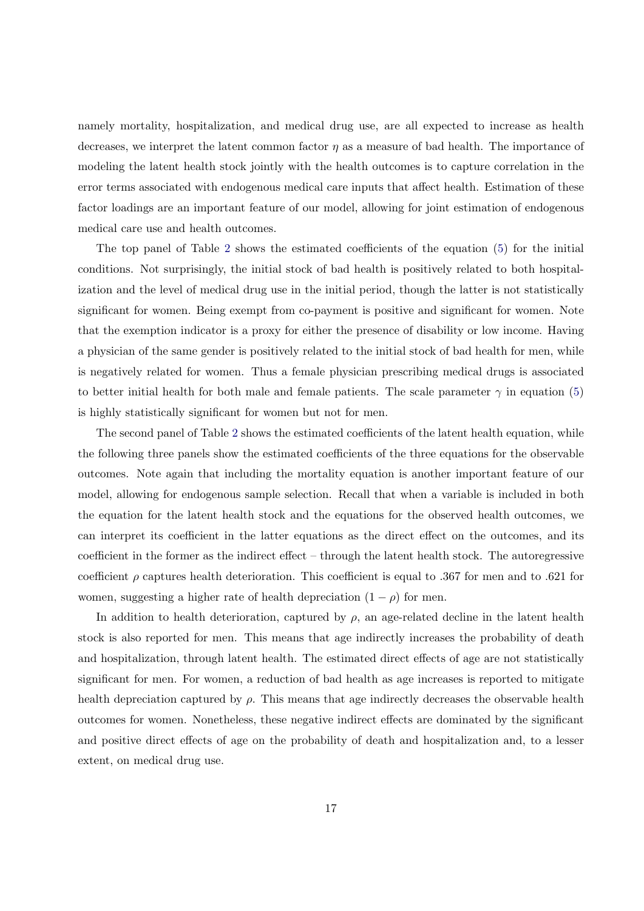namely mortality, hospitalization, and medical drug use, are all expected to increase as health decreases, we interpret the latent common factor $\eta$ as a measure of bad health. The importance of modeling the latent health stock jointly with the health outcomes is to capture correlation in the error terms associated with endogenous medical care inputs that affect health. Estimation of these factor loadings are an important feature of our model, allowing for joint estimation of endogenous medical care use and health outcomes.

The top panel of Table 2 shows the estimated coefficients of the equation (5) for the initial conditions. Not surprisingly, the initial stock of bad health is positively related to both hospitalization and the level of medical drug use in the initial period, though the latter is not statistically significant for women. Being exempt from co-payment is positive and significant for women. Note that the exemption indicator is a proxy for either the presence of disability or low income. Having a physician of the same gender is positively related to the initial stock of bad health for men, while is negatively related for women. Thus a female physician prescribing medical drugs is associated to better initial health for both male and female patients. The scale parameter $\gamma$ in equation (5) is highly statistically significant for women but not for men.

The second panel of Table 2 shows the estimated coefficients of the latent health equation, while the following three panels show the estimated coefficients of the three equations for the observable outcomes. Note again that including the mortality equation is another important feature of our model, allowing for endogenous sample selection. Recall that when a variable is included in both the equation for the latent health stock and the equations for the observed health outcomes, we can interpret its coefficient in the latter equations as the direct effect on the outcomes, and its coefficient in the former as the indirect effect – through the latent health stock. The autoregressive coefficient $\rho$ captures health deterioration. This coefficient is equal to .367 for men and to .621 for women, suggesting a higher rate of health depreciation $(1 - \rho)$ for men.

In addition to health deterioration, captured by $\rho$, an age-related decline in the latent health stock is also reported for men. This means that age indirectly increases the probability of death and hospitalization, through latent health. The estimated direct effects of age are not statistically significant for men. For women, a reduction of bad health as age increases is reported to mitigate health depreciation captured by $\rho$. This means that age indirectly decreases the observable health outcomes for women. Nonetheless, these negative indirect effects are dominated by the significant and positive direct effects of age on the probability of death and hospitalization and, to a lesser extent, on medical drug use.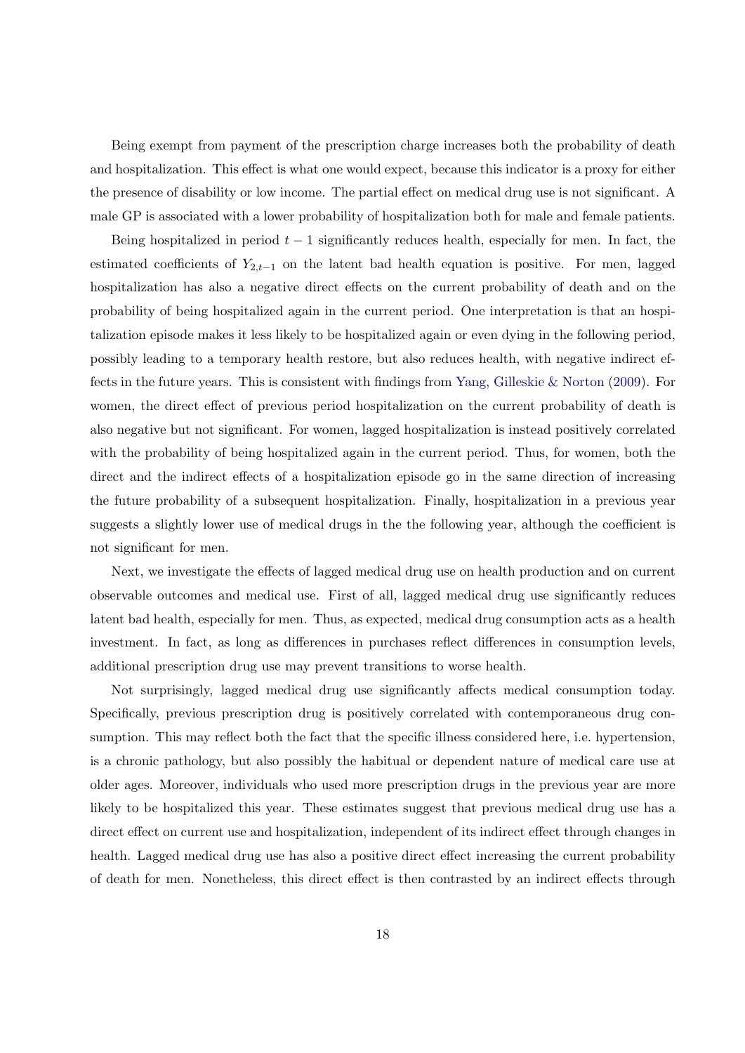Being exempt from payment of the prescription charge increases both the probability of death and hospitalization. This effect is what one would expect, because this indicator is a proxy for either the presence of disability or low income. The partial effect on medical drug use is not significant. A male GP is associated with a lower probability of hospitalization both for male and female patients.

Being hospitalized in period $t-1$ significantly reduces health, especially for men. In fact, the estimated coefficients of $Y_{2,t-1}$ on the latent bad health equation is positive. For men, lagged hospitalization has also a negative direct effects on the current probability of death and on the probability of being hospitalized again in the current period. One interpretation is that an hospitalization episode makes it less likely to be hospitalized again or even dying in the following period, possibly leading to a temporary health restore, but also reduces health, with negative indirect effects in the future years. This is consistent with findings from Yang, Gilleskie & Norton (2009). For women, the direct effect of previous period hospitalization on the current probability of death is also negative but not significant. For women, lagged hospitalization is instead positively correlated with the probability of being hospitalized again in the current period. Thus, for women, both the direct and the indirect effects of a hospitalization episode go in the same direction of increasing the future probability of a subsequent hospitalization. Finally, hospitalization in a previous year suggests a slightly lower use of medical drugs in the the following year, although the coefficient is not significant for men.

Next, we investigate the effects of lagged medical drug use on health production and on current observable outcomes and medical use. First of all, lagged medical drug use significantly reduces latent bad health, especially for men. Thus, as expected, medical drug consumption acts as a health investment. In fact, as long as differences in purchases reflect differences in consumption levels, additional prescription drug use may prevent transitions to worse health.

Not surprisingly, lagged medical drug use significantly affects medical consumption today. Specifically, previous prescription drug is positively correlated with contemporaneous drug consumption. This may reflect both the fact that the specific illness considered here, i.e. hypertension, is a chronic pathology, but also possibly the habitual or dependent nature of medical care use at older ages. Moreover, individuals who used more prescription drugs in the previous year are more likely to be hospitalized this year. These estimates suggest that previous medical drug use has a direct effect on current use and hospitalization, independent of its indirect effect through changes in health. Lagged medical drug use has also a positive direct effect increasing the current probability of death for men. Nonetheless, this direct effect is then contrasted by an indirect effects through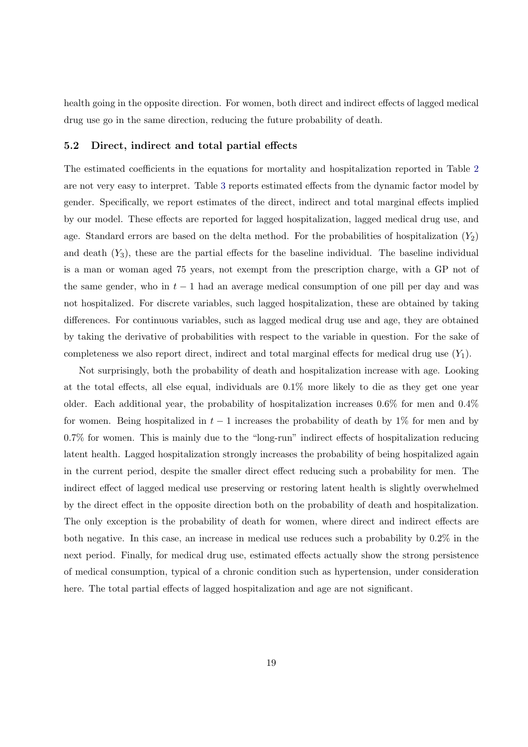health going in the opposite direction. For women, both direct and indirect effects of lagged medical drug use go in the same direction, reducing the future probability of death.

### 5.2 Direct, indirect and total partial effects

The estimated coefficients in the equations for mortality and hospitalization reported in Table 2 are not very easy to interpret. Table 3 reports estimated effects from the dynamic factor model by gender. Specifically, we report estimates of the direct, indirect and total marginal effects implied by our model. These effects are reported for lagged hospitalization, lagged medical drug use, and age. Standard errors are based on the delta method. For the probabilities of hospitalization ($Y_2$) and death ($Y_3$), these are the partial effects for the baseline individual. The baseline individual is a man or woman aged 75 years, not exempt from the prescription charge, with a GP not of the same gender, who in $t-1$ had an average medical consumption of one pill per day and was not hospitalized. For discrete variables, such lagged hospitalization, these are obtained by taking differences. For continuous variables, such as lagged medical drug use and age, they are obtained by taking the derivative of probabilities with respect to the variable in question. For the sake of completeness we also report direct, indirect and total marginal effects for medical drug use ($Y_1$).

Not surprisingly, both the probability of death and hospitalization increase with age. Looking at the total effects, all else equal, individuals are 0.1% more likely to die as they get one year older. Each additional year, the probability of hospitalization increases 0.6% for men and 0.4% for women. Being hospitalized in $t-1$ increases the probability of death by 1% for men and by 0.7% for women. This is mainly due to the "long-run" indirect effects of hospitalization reducing latent health. Lagged hospitalization strongly increases the probability of being hospitalized again in the current period, despite the smaller direct effect reducing such a probability for men. The indirect effect of lagged medical use preserving or restoring latent health is slightly overwhelmed by the direct effect in the opposite direction both on the probability of death and hospitalization. The only exception is the probability of death for women, where direct and indirect effects are both negative. In this case, an increase in medical use reduces such a probability by 0.2% in the next period. Finally, for medical drug use, estimated effects actually show the strong persistence of medical consumption, typical of a chronic condition such as hypertension, under consideration here. The total partial effects of lagged hospitalization and age are not significant.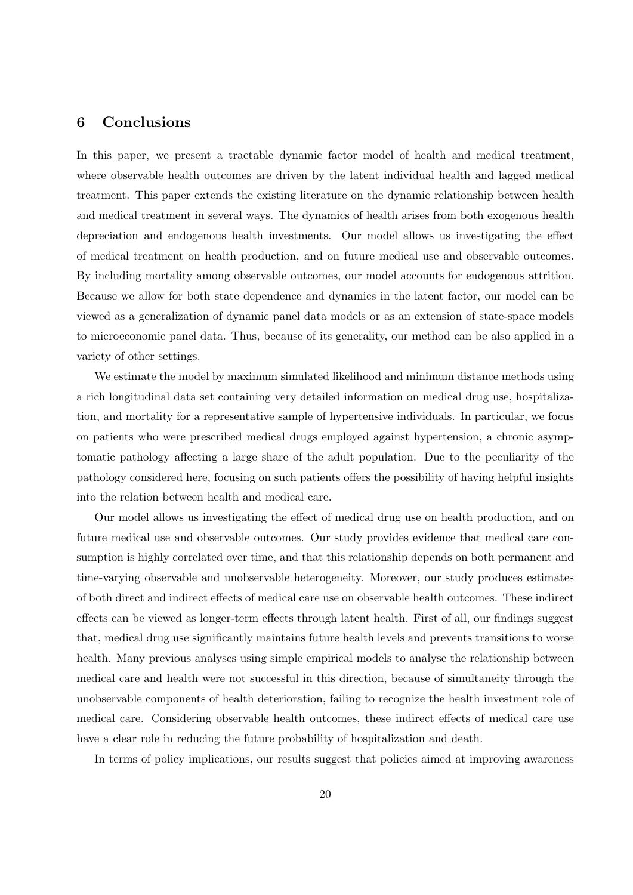## 6 Conclusions

In this paper, we present a tractable dynamic factor model of health and medical treatment, where observable health outcomes are driven by the latent individual health and lagged medical treatment. This paper extends the existing literature on the dynamic relationship between health and medical treatment in several ways. The dynamics of health arises from both exogenous health depreciation and endogenous health investments. Our model allows us investigating the effect of medical treatment on health production, and on future medical use and observable outcomes. By including mortality among observable outcomes, our model accounts for endogenous attrition. Because we allow for both state dependence and dynamics in the latent factor, our model can be viewed as a generalization of dynamic panel data models or as an extension of state-space models to microeconomic panel data. Thus, because of its generality, our method can be also applied in a variety of other settings.

We estimate the model by maximum simulated likelihood and minimum distance methods using a rich longitudinal data set containing very detailed information on medical drug use, hospitalization, and mortality for a representative sample of hypertensive individuals. In particular, we focus on patients who were prescribed medical drugs employed against hypertension, a chronic asymptomatic pathology affecting a large share of the adult population. Due to the peculiarity of the pathology considered here, focusing on such patients offers the possibility of having helpful insights into the relation between health and medical care.

Our model allows us investigating the effect of medical drug use on health production, and on future medical use and observable outcomes. Our study provides evidence that medical care consumption is highly correlated over time, and that this relationship depends on both permanent and time-varying observable and unobservable heterogeneity. Moreover, our study produces estimates of both direct and indirect effects of medical care use on observable health outcomes. These indirect effects can be viewed as longer-term effects through latent health. First of all, our findings suggest that, medical drug use significantly maintains future health levels and prevents transitions to worse health. Many previous analyses using simple empirical models to analyse the relationship between medical care and health were not successful in this direction, because of simultaneity through the unobservable components of health deterioration, failing to recognize the health investment role of medical care. Considering observable health outcomes, these indirect effects of medical care use have a clear role in reducing the future probability of hospitalization and death.

In terms of policy implications, our results suggest that policies aimed at improving awareness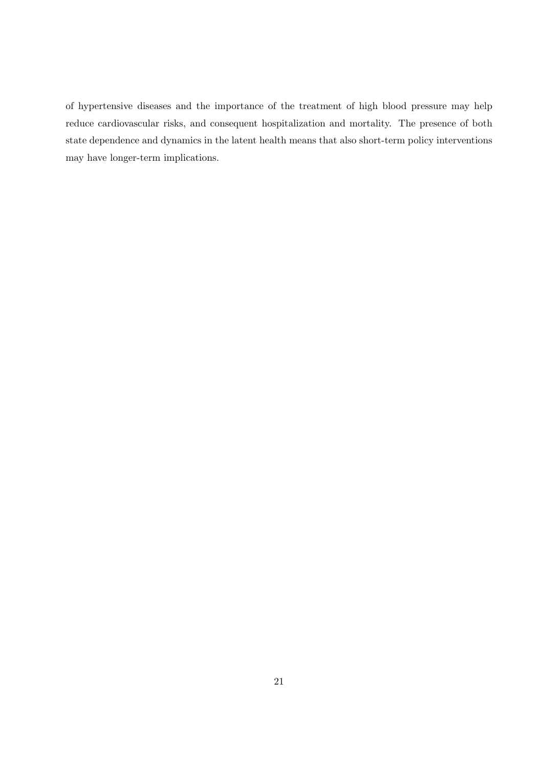of hypertensive diseases and the importance of the treatment of high blood pressure may help reduce cardiovascular risks, and consequent hospitalization and mortality. The presence of both state dependence and dynamics in the latent health means that also short-term policy interventions may have longer-term implications.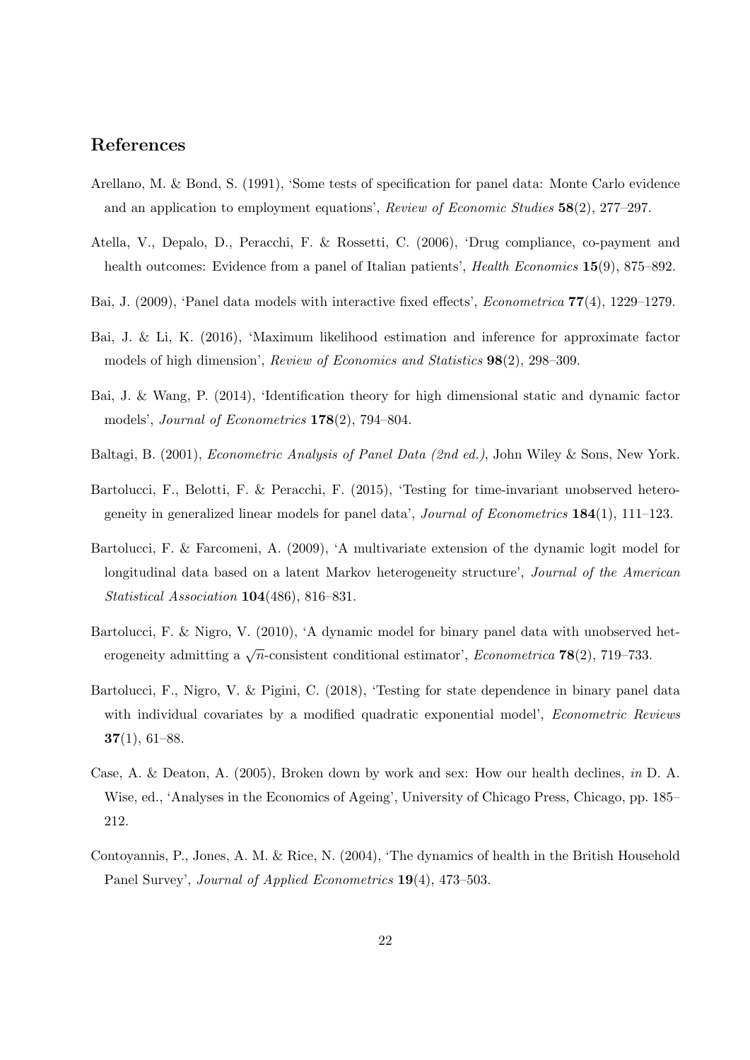## References

Arellano, M. & Bond, S. (1991), 'Some tests of specification for panel data: Monte Carlo evidence and an application to employment equations', *Review of Economic Studies* **58**(2), 277–297.

Atella, V., Depalo, D., Peracchi, F. & Rossetti, C. (2006), 'Drug compliance, co-payment and health outcomes: Evidence from a panel of Italian patients', *Health Economics* **15**(9), 875–892.

Bai, J. (2009), 'Panel data models with interactive fixed effects', *Econometrica* **77**(4), 1229–1279.

Bai, J. & Li, K. (2016), 'Maximum likelihood estimation and inference for approximate factor models of high dimension', *Review of Economics and Statistics* **98**(2), 298–309.

Bai, J. & Wang, P. (2014), 'Identification theory for high dimensional static and dynamic factor models', *Journal of Econometrics* **178**(2), 794–804.

Baltagi, B. (2001), *Econometric Analysis of Panel Data (2nd ed.)*, John Wiley & Sons, New York.

Bartolucci, F., Belotti, F. & Peracchi, F. (2015), 'Testing for time-invariant unobserved heterogeneity in generalized linear models for panel data', *Journal of Econometrics* **184**(1), 111–123.

Bartolucci, F. & Farcomeni, A. (2009), 'A multivariate extension of the dynamic logit model for longitudinal data based on a latent Markov heterogeneity structure', *Journal of the American Statistical Association* **104**(486), 816–831.

Bartolucci, F. & Nigro, V. (2010), 'A dynamic model for binary panel data with unobserved heterogeneity admitting a $\sqrt{n}$-consistent conditional estimator', *Econometrica* **78**(2), 719–733.

Bartolucci, F., Nigro, V. & Pigini, C. (2018), 'Testing for state dependence in binary panel data with individual covariates by a modified quadratic exponential model', *Econometric Reviews* **37**(1), 61–88.

Case, A. & Deaton, A. (2005), Broken down by work and sex: How our health declines, *in* D. A. Wise, ed., 'Analyses in the Economics of Ageing', University of Chicago Press, Chicago, pp. 185–212.

Contoyannis, P., Jones, A. M. & Rice, N. (2004), 'The dynamics of health in the British Household Panel Survey', *Journal of Applied Econometrics* **19**(4), 473–503.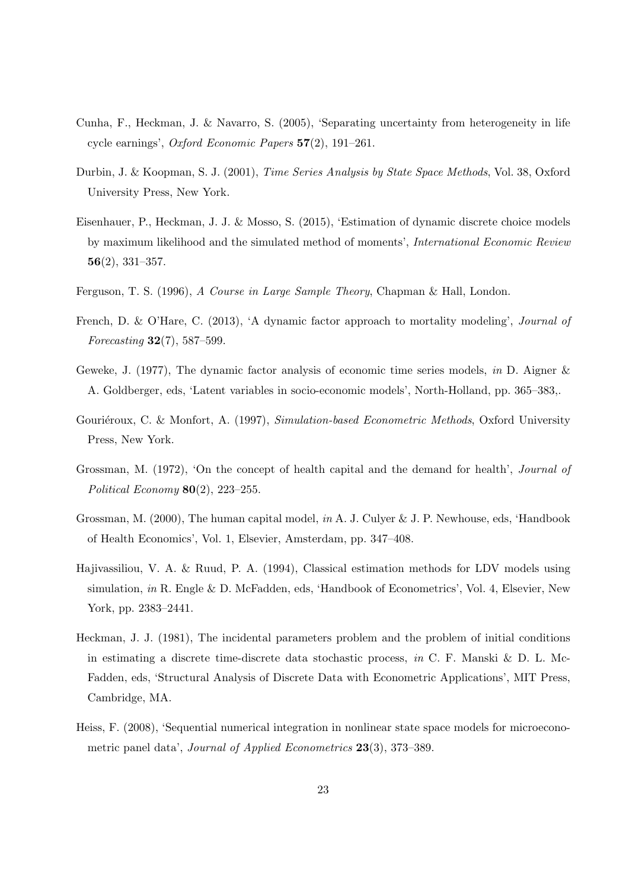Cunha, F., Heckman, J. & Navarro, S. (2005), 'Separating uncertainty from heterogeneity in life cycle earnings', *Oxford Economic Papers* **57**(2), 191–261.

Durbin, J. & Koopman, S. J. (2001), *Time Series Analysis by State Space Methods*, Vol. 38, Oxford University Press, New York.

Eisenhauer, P., Heckman, J. J. & Mosso, S. (2015), 'Estimation of dynamic discrete choice models by maximum likelihood and the simulated method of moments', *International Economic Review* **56**(2), 331–357.

Ferguson, T. S. (1996), *A Course in Large Sample Theory*, Chapman & Hall, London.

French, D. & O'Hare, C. (2013), 'A dynamic factor approach to mortality modeling', *Journal of Forecasting* **32**(7), 587–599.

Geweke, J. (1977), The dynamic factor analysis of economic time series models, *in* D. Aigner & A. Goldberger, eds, 'Latent variables in socio-economic models', North-Holland, pp. 365–383,.

Gouriéroux, C. & Monfort, A. (1997), *Simulation-based Econometric Methods*, Oxford University Press, New York.

Grossman, M. (1972), 'On the concept of health capital and the demand for health', *Journal of Political Economy* **80**(2), 223–255.

Grossman, M. (2000), The human capital model, *in* A. J. Culyer & J. P. Newhouse, eds, 'Handbook of Health Economics', Vol. 1, Elsevier, Amsterdam, pp. 347–408.

Hajivassiliou, V. A. & Ruud, P. A. (1994), Classical estimation methods for LDV models using simulation, *in* R. Engle & D. McFadden, eds, 'Handbook of Econometrics', Vol. 4, Elsevier, New York, pp. 2383–2441.

Heckman, J. J. (1981), The incidental parameters problem and the problem of initial conditions in estimating a discrete time-discrete data stochastic process, *in* C. F. Manski & D. L. McFadden, eds, 'Structural Analysis of Discrete Data with Econometric Applications', MIT Press, Cambridge, MA.

Heiss, F. (2008), 'Sequential numerical integration in nonlinear state space models for microeconometric panel data', *Journal of Applied Econometrics* **23**(3), 373–389.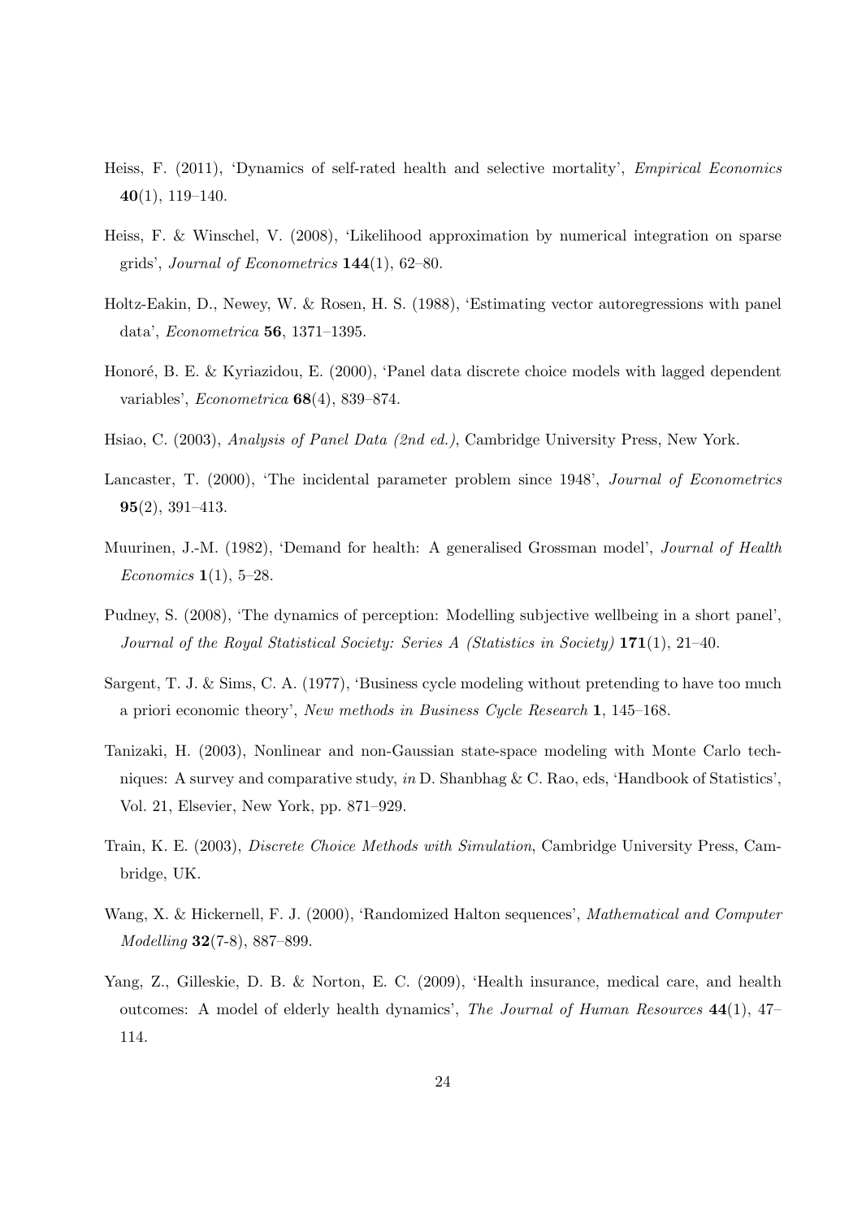Heiss, F. (2011), 'Dynamics of self-rated health and selective mortality', *Empirical Economics* **40**(1), 119–140.

Heiss, F. & Winschel, V. (2008), 'Likelihood approximation by numerical integration on sparse grids', *Journal of Econometrics* **144**(1), 62–80.

Holtz-Eakin, D., Newey, W. & Rosen, H. S. (1988), 'Estimating vector autoregressions with panel data', *Econometrica* **56**, 1371–1395.

Honoré, B. E. & Kyriazidou, E. (2000), 'Panel data discrete choice models with lagged dependent variables', *Econometrica* **68**(4), 839–874.

Hsiao, C. (2003), *Analysis of Panel Data (2nd ed.)*, Cambridge University Press, New York.

Lancaster, T. (2000), 'The incidental parameter problem since 1948', *Journal of Econometrics* **95**(2), 391–413.

Muurinen, J.-M. (1982), 'Demand for health: A generalised Grossman model', *Journal of Health Economics* **1**(1), 5–28.

Pudney, S. (2008), 'The dynamics of perception: Modelling subjective wellbeing in a short panel', *Journal of the Royal Statistical Society: Series A (Statistics in Society)* **171**(1), 21–40.

Sargent, T. J. & Sims, C. A. (1977), 'Business cycle modeling without pretending to have too much a priori economic theory', *New methods in Business Cycle Research* **1**, 145–168.

Tanizaki, H. (2003), Nonlinear and non-Gaussian state-space modeling with Monte Carlo techniques: A survey and comparative study, *in* D. Shanbhag & C. Rao, eds, 'Handbook of Statistics', Vol. 21, Elsevier, New York, pp. 871–929.

Train, K. E. (2003), *Discrete Choice Methods with Simulation*, Cambridge University Press, Cambridge, UK.

Wang, X. & Hickernell, F. J. (2000), 'Randomized Halton sequences', *Mathematical and Computer Modelling* **32**(7-8), 887–899.

Yang, Z., Gilleskie, D. B. & Norton, E. C. (2009), 'Health insurance, medical care, and health outcomes: A model of elderly health dynamics', *The Journal of Human Resources* **44**(1), 47–114.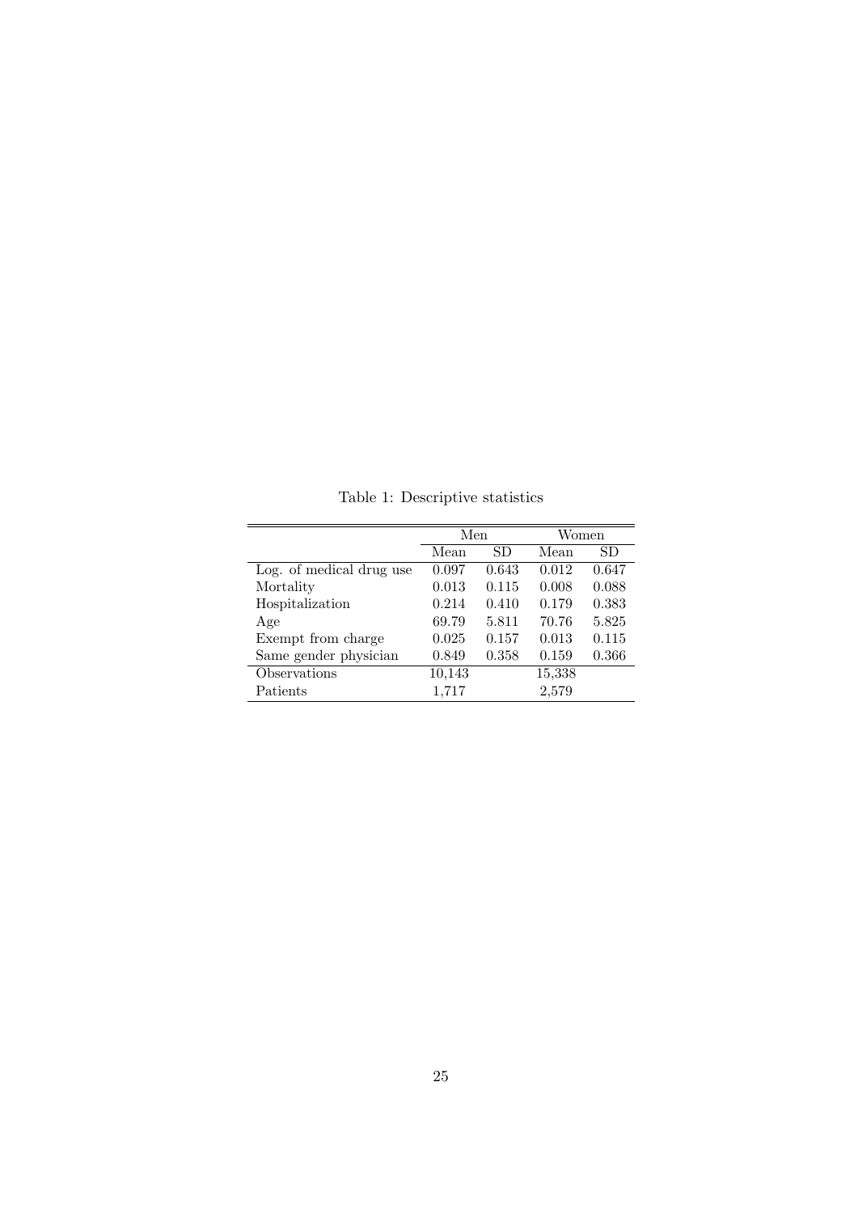Table 1: Descriptive statistics

| | Men | | Women | |
|---|---|---|---|---|
| | Mean | SD | Mean | SD |
| Log. of medical drug use | 0.097 | 0.643 | 0.012 | 0.647 |
| Mortality | 0.013 | 0.115 | 0.008 | 0.088 |
| Hospitalization | 0.214 | 0.410 | 0.179 | 0.383 |
| Age | 69.79 | 5.811 | 70.76 | 5.825 |
| Exempt from charge | 0.025 | 0.157 | 0.013 | 0.115 |
| Same gender physician | 0.849 | 0.358 | 0.159 | 0.366 |
| Observations | 10,143 | | 15,338 | |
| Patients | 1,717 | | 2,579 | |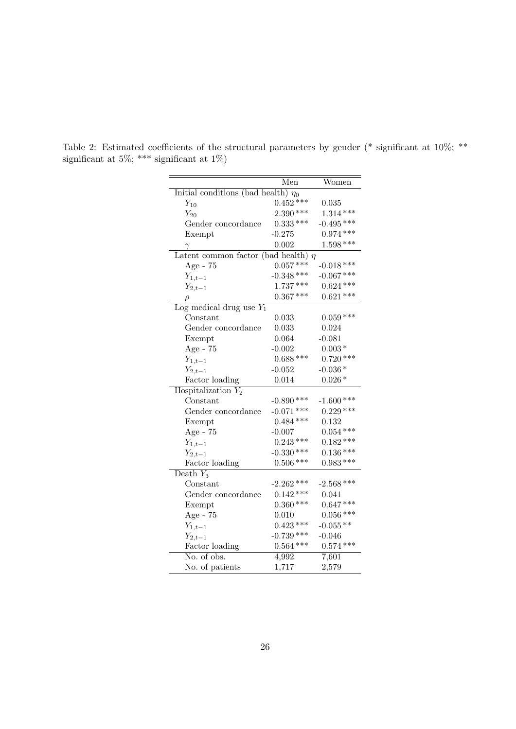Table 2: Estimated coefficients of the structural parameters by gender (* significant at 10%; ** significant at 5%; *** significant at 1%)

| | Men | Women |
|---|---|---|
| Initial conditions (bad health) $\eta_0$ | | |
| $Y_{10}$ | 0.452 *** | 0.035 |
| $Y_{20}$ | 2.390 *** | 1.314 *** |
| Gender concordance | 0.333 *** | -0.495 *** |
| Exempt | -0.275 | 0.974 *** |
| $\gamma$ | 0.002 | 1.598 *** |
| Latent common factor (bad health) $\eta$ | | |
| Age - 75 | 0.057 *** | -0.018 *** |
| $Y_{1,t-1}$ | -0.348 *** | -0.067 *** |
| $Y_{2,t-1}$ | 1.737 *** | 0.624 *** |
| $\rho$ | 0.367 *** | 0.621 *** |
| Log medical drug use $Y_1$ | | |
| Constant | 0.033 | 0.059 *** |
| Gender concordance | 0.033 | 0.024 |
| Exempt | 0.064 | -0.081 |
| Age - 75 | -0.002 | 0.003 * |
| $Y_{1,t-1}$ | 0.688 *** | 0.720 *** |
| $Y_{2,t-1}$ | -0.052 | -0.036 * |
| Factor loading | 0.014 | 0.026 * |
| Hospitalization $Y_2$ | | |
| Constant | -0.890 *** | -1.600 *** |
| Gender concordance | -0.071 *** | 0.229 *** |
| Exempt | 0.484 *** | 0.132 |
| Age - 75 | -0.007 | 0.054 *** |
| $Y_{1,t-1}$ | 0.243 *** | 0.182 *** |
| $Y_{2,t-1}$ | -0.330 *** | 0.136 *** |
| Factor loading | 0.506 *** | 0.983 *** |
| Death $Y_3$ | | |
| Constant | -2.262 *** | -2.568 *** |
| Gender concordance | 0.142 *** | 0.041 |
| Exempt | 0.360 *** | 0.647 *** |
| Age - 75 | 0.010 | 0.056 *** |
| $Y_{1,t-1}$ | 0.423 *** | -0.055 ** |
| $Y_{2,t-1}$ | -0.739 *** | -0.046 |
| Factor loading | 0.564 *** | 0.574 *** |
| No. of obs. | 4,992 | 7,601 |
| No. of patients | 1,717 | 2,579 |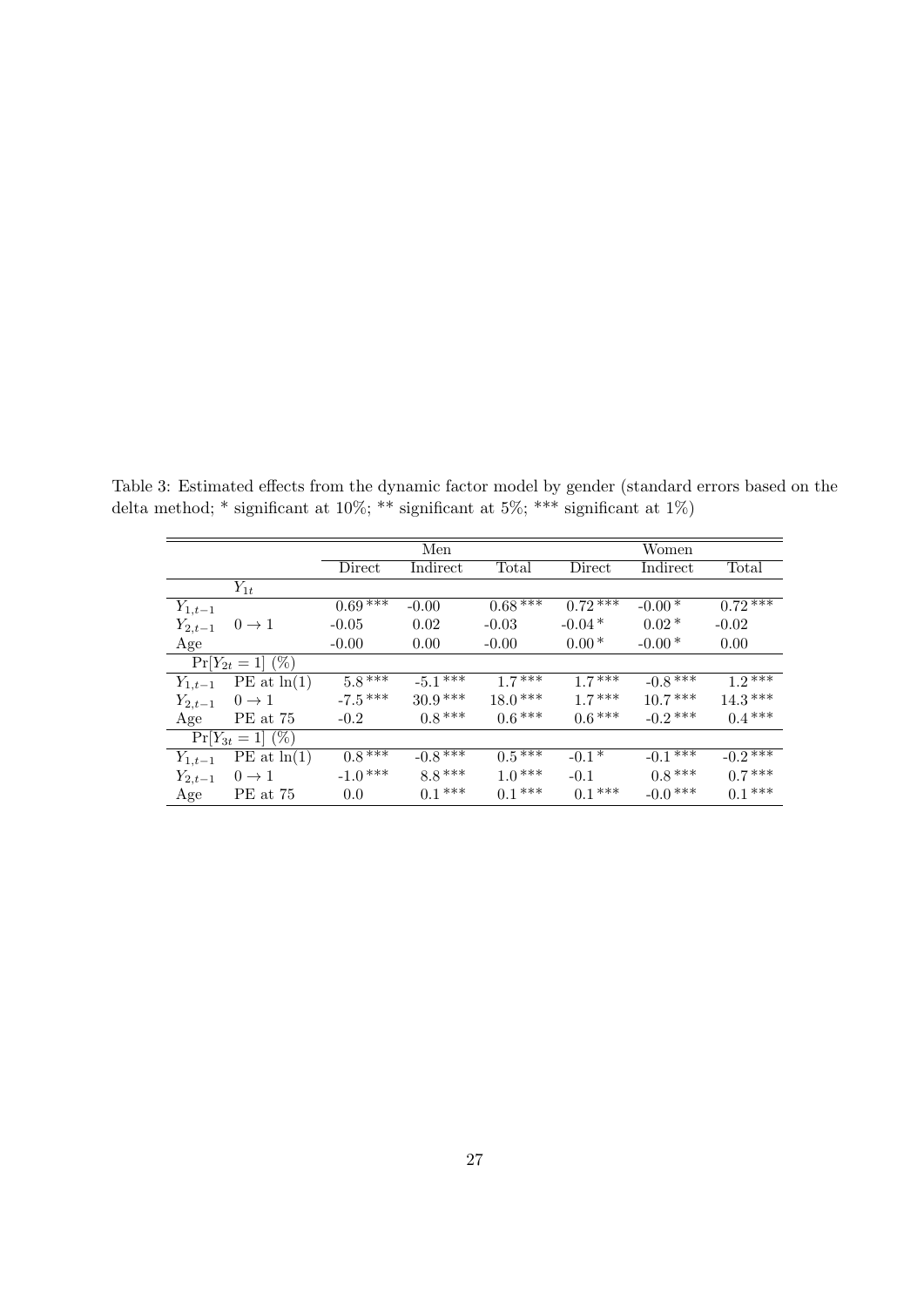Table 3: Estimated effects from the dynamic factor model by gender (standard errors based on the delta method; * significant at 10%; ** significant at 5%; *** significant at 1%)

| | | Men | | | Women | | |
|---|---|---|---|---|---|---|---|
| | | Direct | Indirect | Total | Direct | Indirect | Total |
| $Y_{1t}$ | | | | | | | |
| $Y_{1,t-1}$ | | 0.69 *** | -0.00 | 0.68 *** | 0.72 *** | -0.00 * | 0.72 *** |
| $Y_{2,t-1}$ | $0 \rightarrow 1$ | -0.05 | 0.02 | -0.03 | -0.04 * | 0.02 * | -0.02 |
| Age | | -0.00 | 0.00 | -0.00 | 0.00 * | -0.00 * | 0.00 |
| $\Pr[Y_{2t} = 1]$ (%) | | | | | | | |
| $Y_{1,t-1}$ | PE at $\ln(1)$ | 5.8 *** | -5.1 *** | 1.7 *** | 1.7 *** | -0.8 *** | 1.2 *** |
| $Y_{2,t-1}$ | $0 \rightarrow 1$ | -7.5 *** | 30.9 *** | 18.0 *** | 1.7 *** | 10.7 *** | 14.3 *** |
| Age | PE at 75 | -0.2 | 0.8 *** | 0.6 *** | 0.6 *** | -0.2 *** | 0.4 *** |
| $\Pr[Y_{3t} = 1]$ (%) | | | | | | | |
| $Y_{1,t-1}$ | PE at $\ln(1)$ | 0.8 *** | -0.8 *** | 0.5 *** | -0.1 * | -0.1 *** | -0.2 *** |
| $Y_{2,t-1}$ | $0 \rightarrow 1$ | -1.0 *** | 8.8 *** | 1.0 *** | -0.1 | 0.8 *** | 0.7 *** |
| Age | PE at 75 | 0.0 | 0.1 *** | 0.1 *** | 0.1 *** | -0.0 *** | 0.1 *** |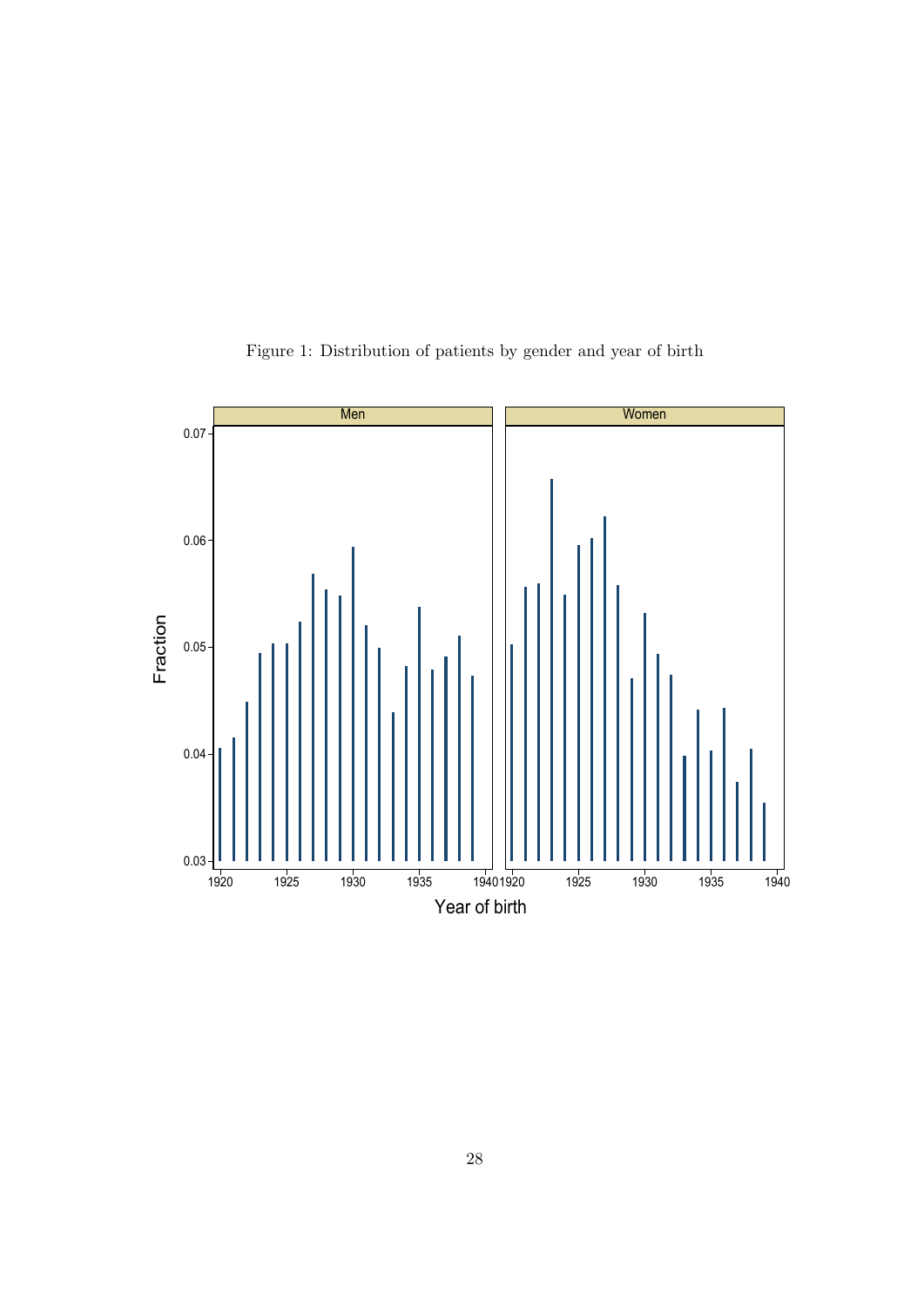Figure 1: Distribution of patients by gender and year of birth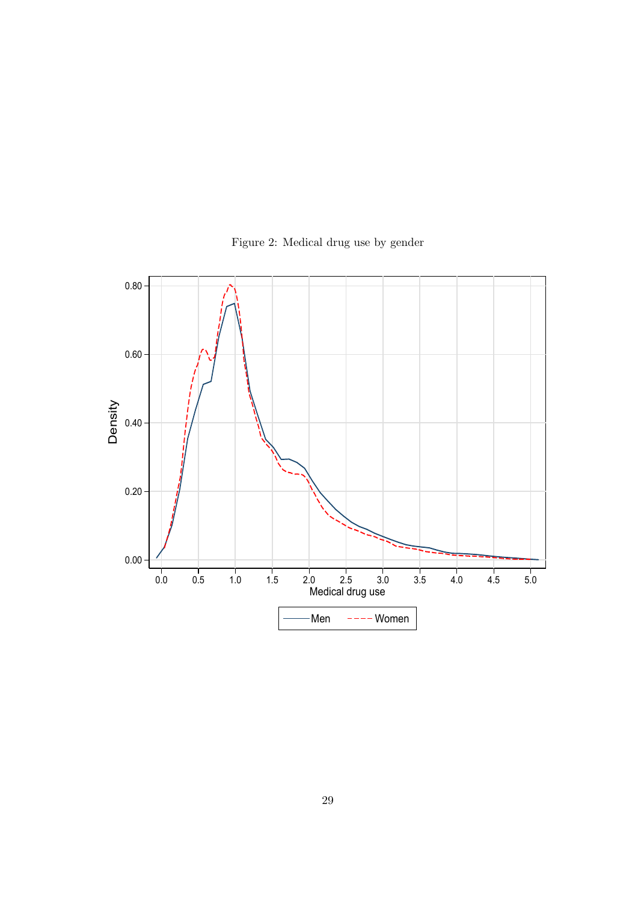Figure 2: Medical drug use by gender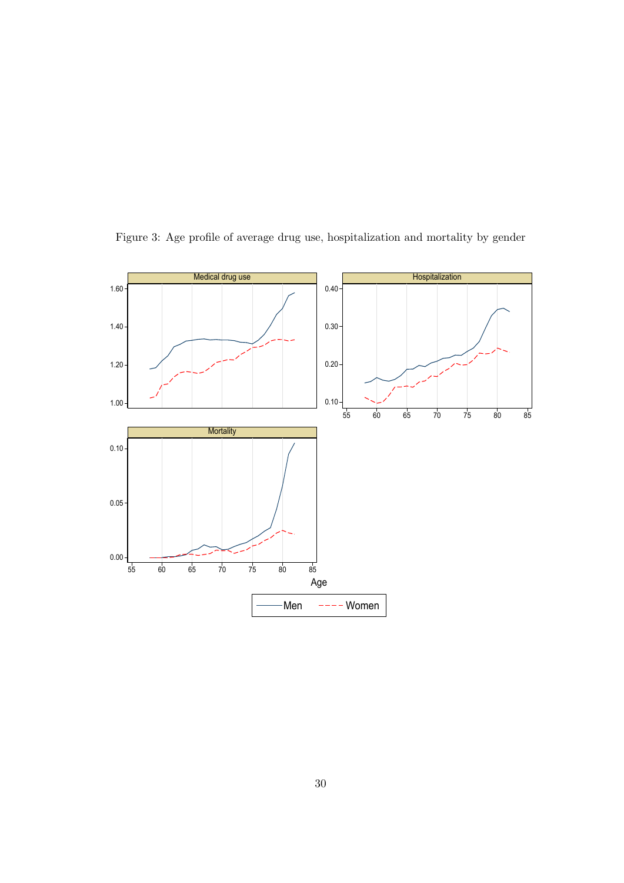Figure 3: Age profile of average drug use, hospitalization and mortality by gender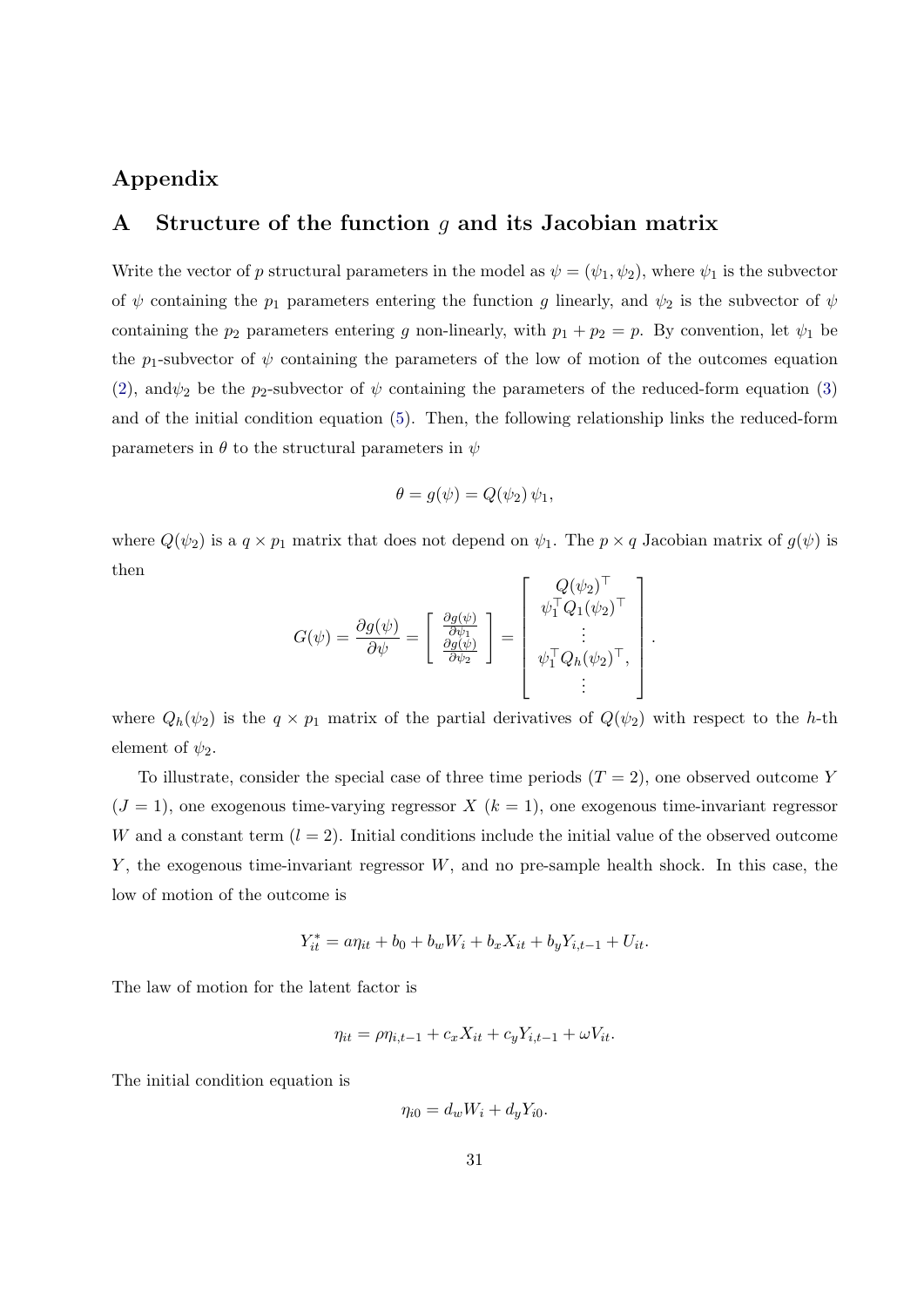# Appendix

## A Structure of the function $g$ and its Jacobian matrix

Write the vector of $p$ structural parameters in the model as $\psi = (\psi_1, \psi_2)$, where $\psi_1$ is the subvector of $\psi$ containing the $p_1$ parameters entering the function $g$ linearly, and $\psi_2$ is the subvector of $\psi$ containing the $p_2$ parameters entering $g$ non-linearly, with $p_1 + p_2 = p$. By convention, let $\psi_1$ be the $p_1$-subvector of $\psi$ containing the parameters of the low of motion of the outcomes equation (2), and$\psi_2$ be the $p_2$-subvector of $\psi$ containing the parameters of the reduced-form equation (3) and of the initial condition equation (5). Then, the following relationship links the reduced-form parameters in $\theta$ to the structural parameters in $\psi$

$$\theta = g(\psi) = Q(\psi_2)\,\psi_1,$$

where $Q(\psi_2)$ is a $q \times p_1$ matrix that does not depend on $\psi_1$. The $p \times q$ Jacobian matrix of $g(\psi)$ is then

$$G(\psi) = \frac{\partial g(\psi)}{\partial \psi} = \left[ \begin{array}{c} \frac{\partial g(\psi)}{\partial \psi_1} \\ \frac{\partial g(\psi)}{\partial \psi_2} \end{array} \right] = \left[ \begin{array}{c} Q(\psi_2)^\top \\ \psi_1^\top Q_1(\psi_2)^\top \\ \vdots \\ \psi_1^\top Q_h(\psi_2)^\top, \\ \vdots \end{array} \right].$$

where $Q_h(\psi_2)$ is the $q \times p_1$ matrix of the partial derivatives of $Q(\psi_2)$ with respect to the $h$-th element of $\psi_2$.

To illustrate, consider the special case of three time periods ($T = 2$), one observed outcome $Y$ ($J = 1$), one exogenous time-varying regressor $X$ ($k = 1$), one exogenous time-invariant regressor $W$ and a constant term ($l = 2$). Initial conditions include the initial value of the observed outcome $Y$, the exogenous time-invariant regressor $W$, and no pre-sample health shock. In this case, the low of motion of the outcome is

$$Y_{it}^* = a\eta_{it} + b_0 + b_w W_i + b_x X_{it} + b_y Y_{i,t-1} + U_{it}.$$

The law of motion for the latent factor is

$$\eta_{it} = \rho\eta_{i,t-1} + c_x X_{it} + c_y Y_{i,t-1} + \omega V_{it}.$$

The initial condition equation is

$$\eta_{i0} = d_w W_i + d_y Y_{i0}.$$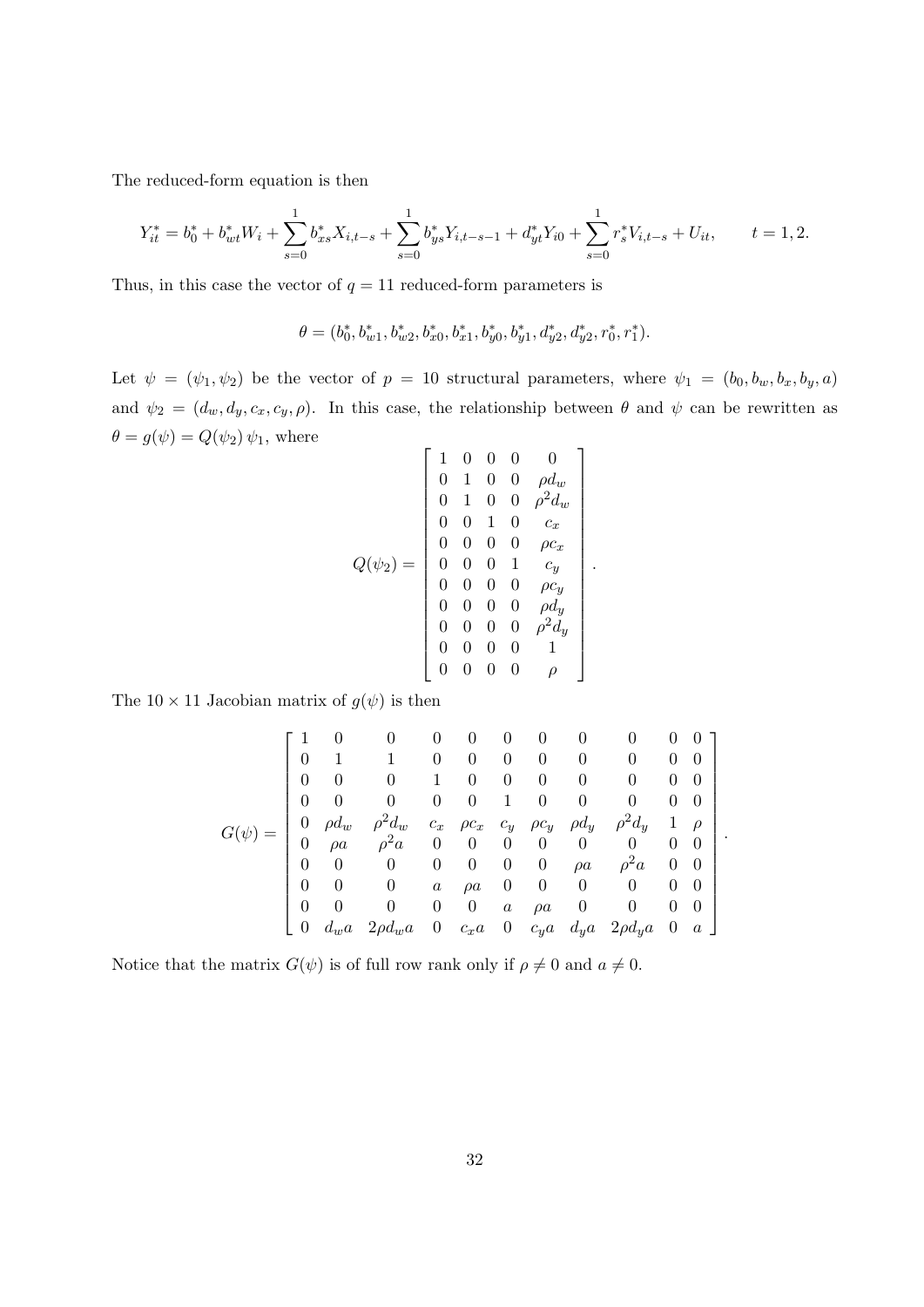The reduced-form equation is then

$$Y_{it}^* = b_0^* + b_{wt}^* W_i + \sum_{s=0}^{1} b_{xs}^* X_{i,t-s} + \sum_{s=0}^{1} b_{ys}^* Y_{i,t-s-1} + d_{yt}^* Y_{i0} + \sum_{s=0}^{1} r_s^* V_{i,t-s} + U_{it}, \qquad t = 1, 2.$$

Thus, in this case the vector of $q = 11$ reduced-form parameters is

$$\theta = (b_0^*, b_{w1}^*, b_{w2}^*, b_{x0}^*, b_{x1}^*, b_{y0}^*, b_{y1}^*, d_{y2}^*, d_{y2}^*, r_0^*, r_1^*).$$

Let $\psi = (\psi_1, \psi_2)$ be the vector of $p = 10$ structural parameters, where $\psi_1 = (b_0, b_w, b_x, b_y, a)$ and $\psi_2 = (d_w, d_y, c_x, c_y, \rho)$. In this case, the relationship between $\theta$ and $\psi$ can be rewritten as $\theta = g(\psi) = Q(\psi_2)\,\psi_1$, where

$$Q(\psi_2) = \begin{bmatrix} 1 & 0 & 0 & 0 & 0 \\ 0 & 1 & 0 & 0 & \rho d_w \\ 0 & 1 & 0 & 0 & \rho^2 d_w \\ 0 & 0 & 1 & 0 & c_x \\ 0 & 0 & 0 & 0 & \rho c_x \\ 0 & 0 & 0 & 1 & c_y \\ 0 & 0 & 0 & 0 & \rho c_y \\ 0 & 0 & 0 & 0 & \rho d_y \\ 0 & 0 & 0 & 0 & \rho^2 d_y \\ 0 & 0 & 0 & 0 & 1 \\ 0 & 0 & 0 & 0 & \rho \end{bmatrix}.$$

The $10 \times 11$ Jacobian matrix of $g(\psi)$ is then

$$G(\psi) = \begin{bmatrix} 1 & 0 & 0 & 0 & 0 & 0 & 0 & 0 & 0 & 0 & 0 \\ 0 & 1 & 1 & 0 & 0 & 0 & 0 & 0 & 0 & 0 & 0 \\ 0 & 0 & 0 & 1 & 0 & 0 & 0 & 0 & 0 & 0 & 0 \\ 0 & 0 & 0 & 0 & 0 & 1 & 0 & 0 & 0 & 0 & 0 \\ 0 & \rho d_w & \rho^2 d_w & c_x & \rho c_x & c_y & \rho c_y & \rho d_y & \rho^2 d_y & 1 & \rho \\ 0 & \rho a & \rho^2 a & 0 & 0 & 0 & 0 & 0 & 0 & 0 & 0 \\ 0 & 0 & 0 & 0 & 0 & 0 & 0 & \rho a & \rho^2 a & 0 & 0 \\ 0 & 0 & 0 & a & \rho a & 0 & 0 & 0 & 0 & 0 & 0 \\ 0 & 0 & 0 & 0 & 0 & a & \rho a & 0 & 0 & 0 & 0 \\ 0 & d_w a & 2\rho d_w a & 0 & c_x a & 0 & c_y a & d_y a & 2\rho d_y a & 0 & a \end{bmatrix}.$$

Notice that the matrix $G(\psi)$ is of full row rank only if $\rho \neq 0$ and $a \neq 0$.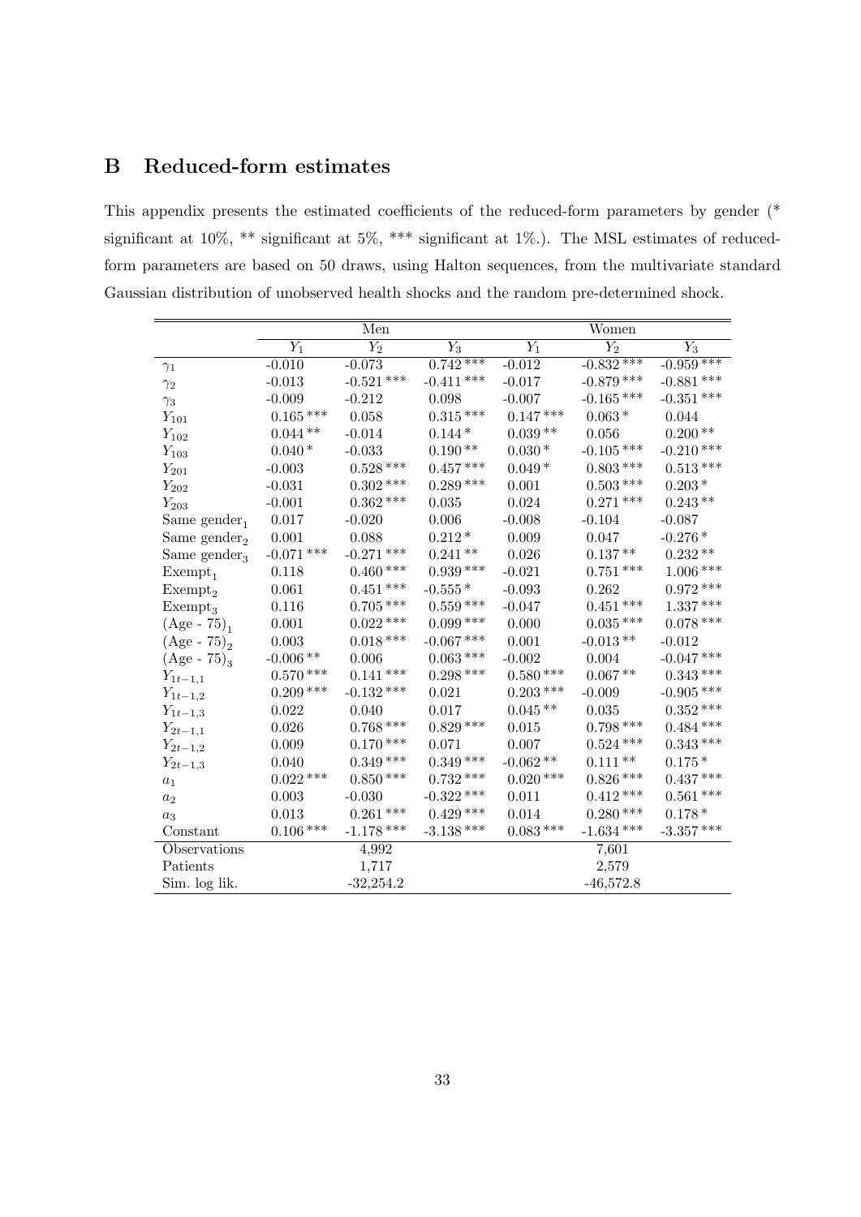## B Reduced-form estimates

This appendix presents the estimated coefficients of the reduced-form parameters by gender (* significant at 10%, ** significant at 5%, *** significant at 1%.). The MSL estimates of reduced-form parameters are based on 50 draws, using Halton sequences, from the multivariate standard Gaussian distribution of unobserved health shocks and the random pre-determined shock.

| | Men | | | Women | | |
|---|---|---|---|---|---|---|
| | $Y_1$ | $Y_2$ | $Y_3$ | $Y_1$ | $Y_2$ | $Y_3$ |
| $\gamma_1$ | -0.010 | -0.073 | 0.742 *** | -0.012 | -0.832 *** | -0.959 *** |
| $\gamma_2$ | -0.013 | -0.521 *** | -0.411 *** | -0.017 | -0.879 *** | -0.881 *** |
| $\gamma_3$ | -0.009 | -0.212 | 0.098 | -0.007 | -0.165 *** | -0.351 *** |
| $Y_{101}$ | 0.165 *** | 0.058 | 0.315 *** | 0.147 *** | 0.063 * | 0.044 |
| $Y_{102}$ | 0.044 ** | -0.014 | 0.144 * | 0.039 ** | 0.056 | 0.200 ** |
| $Y_{103}$ | 0.040 * | -0.033 | 0.190 ** | 0.030 * | -0.105 *** | -0.210 *** |
| $Y_{201}$ | -0.003 | 0.528 *** | 0.457 *** | 0.049 * | 0.803 *** | 0.513 *** |
| $Y_{202}$ | -0.031 | 0.302 *** | 0.289 *** | 0.001 | 0.503 *** | 0.203 * |
| $Y_{203}$ | -0.001 | 0.362 *** | 0.035 | 0.024 | 0.271 *** | 0.243 ** |
| Same gender$_1$ | 0.017 | -0.020 | 0.006 | -0.008 | -0.104 | -0.087 |
| Same gender$_2$ | 0.001 | 0.088 | 0.212 * | 0.009 | 0.047 | -0.276 * |
| Same gender$_3$ | -0.071 *** | -0.271 *** | 0.241 ** | 0.026 | 0.137 ** | 0.232 ** |
| Exempt$_1$ | 0.118 | 0.460 *** | 0.939 *** | -0.021 | 0.751 *** | 1.006 *** |
| Exempt$_2$ | 0.061 | 0.451 *** | -0.555 * | -0.093 | 0.262 | 0.972 *** |
| Exempt$_3$ | 0.116 | 0.705 *** | 0.559 *** | -0.047 | 0.451 *** | 1.337 *** |
| (Age - 75)$_1$ | 0.001 | 0.022 *** | 0.099 *** | 0.000 | 0.035 *** | 0.078 *** |
| (Age - 75)$_2$ | 0.003 | 0.018 *** | -0.067 *** | 0.001 | -0.013 ** | -0.012 |
| (Age - 75)$_3$ | -0.006 ** | 0.006 | 0.063 *** | -0.002 | 0.004 | -0.047 *** |
| $Y_{1t-1,1}$ | 0.570 *** | 0.141 *** | 0.298 *** | 0.580 *** | 0.067 ** | 0.343 *** |
| $Y_{1t-1,2}$ | 0.209 *** | -0.132 *** | 0.021 | 0.203 *** | -0.009 | -0.905 *** |
| $Y_{1t-1,3}$ | 0.022 | 0.040 | 0.017 | 0.045 ** | 0.035 | 0.352 *** |
| $Y_{2t-1,1}$ | 0.026 | 0.768 *** | 0.829 *** | 0.015 | 0.798 *** | 0.484 *** |
| $Y_{2t-1,2}$ | 0.009 | 0.170 *** | 0.071 | 0.007 | 0.524 *** | 0.343 *** |
| $Y_{2t-1,3}$ | 0.040 | 0.349 *** | 0.349 *** | -0.062 ** | 0.111 ** | 0.175 * |
| $a_1$ | 0.022 *** | 0.850 *** | 0.732 *** | 0.020 *** | 0.826 *** | 0.437 *** |
| $a_2$ | 0.003 | -0.030 | -0.322 *** | 0.011 | 0.412 *** | 0.561 *** |
| $a_3$ | 0.013 | 0.261 *** | 0.429 *** | 0.014 | 0.280 *** | 0.178 * |
| Constant | 0.106 *** | -1.178 *** | -3.138 *** | 0.083 *** | -1.634 *** | -3.357 *** |
| Observations | | 4,992 | | | 7,601 | |
| Patients | | 1,717 | | | 2,579 | |
| Sim. log lik. | | -32,254.2 | | | -46,572.8 | |